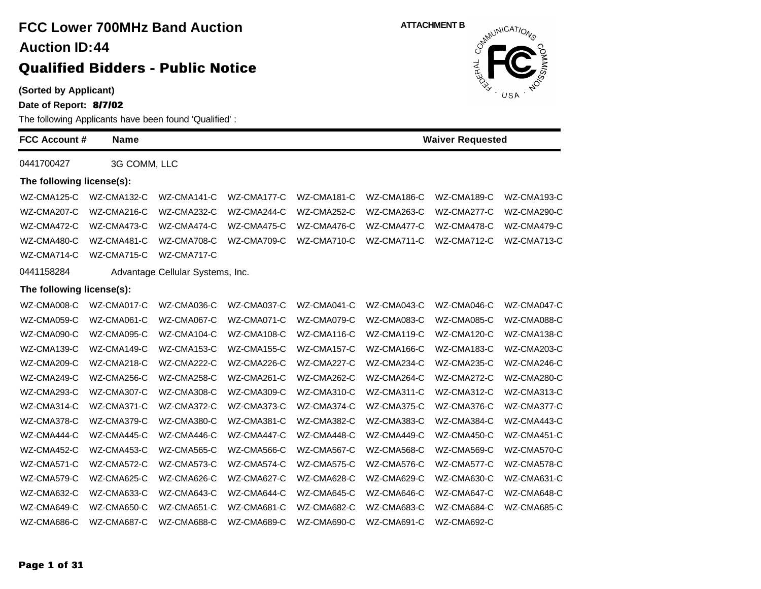# FCC Lower 700MHz Band Auction

## Auction ID:44

## Qualified Bidders - Public Notice

ATTACHMENT B

**(Sorted by Applicant)**

**Date of Report: 8/7/02**

The following Applicants have been found 'Qualified' :

| FCC Account # | Name | Waiver Requested |
|---|---|---|
| 0441700427 | 3G COMM, LLC | |

**The following license(s):**

| | | | | | | | |
|---|---|---|---|---|---|---|---|
| WZ-CMA125-C | WZ-CMA132-C | WZ-CMA141-C | WZ-CMA177-C | WZ-CMA181-C | WZ-CMA186-C | WZ-CMA189-C | WZ-CMA193-C |
| WZ-CMA207-C | WZ-CMA216-C | WZ-CMA232-C | WZ-CMA244-C | WZ-CMA252-C | WZ-CMA263-C | WZ-CMA277-C | WZ-CMA290-C |
| WZ-CMA472-C | WZ-CMA473-C | WZ-CMA474-C | WZ-CMA475-C | WZ-CMA476-C | WZ-CMA477-C | WZ-CMA478-C | WZ-CMA479-C |
| WZ-CMA480-C | WZ-CMA481-C | WZ-CMA708-C | WZ-CMA709-C | WZ-CMA710-C | WZ-CMA711-C | WZ-CMA712-C | WZ-CMA713-C |
| WZ-CMA714-C | WZ-CMA715-C | WZ-CMA717-C | | | | | |

| FCC Account # | Name | Waiver Requested |
|---|---|---|
| 0441158284 | Advantage Cellular Systems, Inc. | |

**The following license(s):**

| | | | | | | | |
|---|---|---|---|---|---|---|---|
| WZ-CMA008-C | WZ-CMA017-C | WZ-CMA036-C | WZ-CMA037-C | WZ-CMA041-C | WZ-CMA043-C | WZ-CMA046-C | WZ-CMA047-C |
| WZ-CMA059-C | WZ-CMA061-C | WZ-CMA067-C | WZ-CMA071-C | WZ-CMA079-C | WZ-CMA083-C | WZ-CMA085-C | WZ-CMA088-C |
| WZ-CMA090-C | WZ-CMA095-C | WZ-CMA104-C | WZ-CMA108-C | WZ-CMA116-C | WZ-CMA119-C | WZ-CMA120-C | WZ-CMA138-C |
| WZ-CMA139-C | WZ-CMA149-C | WZ-CMA153-C | WZ-CMA155-C | WZ-CMA157-C | WZ-CMA166-C | WZ-CMA183-C | WZ-CMA203-C |
| WZ-CMA209-C | WZ-CMA218-C | WZ-CMA222-C | WZ-CMA226-C | WZ-CMA227-C | WZ-CMA234-C | WZ-CMA235-C | WZ-CMA246-C |
| WZ-CMA249-C | WZ-CMA256-C | WZ-CMA258-C | WZ-CMA261-C | WZ-CMA262-C | WZ-CMA264-C | WZ-CMA272-C | WZ-CMA280-C |
| WZ-CMA293-C | WZ-CMA307-C | WZ-CMA308-C | WZ-CMA309-C | WZ-CMA310-C | WZ-CMA311-C | WZ-CMA312-C | WZ-CMA313-C |
| WZ-CMA314-C | WZ-CMA371-C | WZ-CMA372-C | WZ-CMA373-C | WZ-CMA374-C | WZ-CMA375-C | WZ-CMA376-C | WZ-CMA377-C |
| WZ-CMA378-C | WZ-CMA379-C | WZ-CMA380-C | WZ-CMA381-C | WZ-CMA382-C | WZ-CMA383-C | WZ-CMA384-C | WZ-CMA443-C |
| WZ-CMA444-C | WZ-CMA445-C | WZ-CMA446-C | WZ-CMA447-C | WZ-CMA448-C | WZ-CMA449-C | WZ-CMA450-C | WZ-CMA451-C |
| WZ-CMA452-C | WZ-CMA453-C | WZ-CMA565-C | WZ-CMA566-C | WZ-CMA567-C | WZ-CMA568-C | WZ-CMA569-C | WZ-CMA570-C |
| WZ-CMA571-C | WZ-CMA572-C | WZ-CMA573-C | WZ-CMA574-C | WZ-CMA575-C | WZ-CMA576-C | WZ-CMA577-C | WZ-CMA578-C |
| WZ-CMA579-C | WZ-CMA625-C | WZ-CMA626-C | WZ-CMA627-C | WZ-CMA628-C | WZ-CMA629-C | WZ-CMA630-C | WZ-CMA631-C |
| WZ-CMA632-C | WZ-CMA633-C | WZ-CMA643-C | WZ-CMA644-C | WZ-CMA645-C | WZ-CMA646-C | WZ-CMA647-C | WZ-CMA648-C |
| WZ-CMA649-C | WZ-CMA650-C | WZ-CMA651-C | WZ-CMA681-C | WZ-CMA682-C | WZ-CMA683-C | WZ-CMA684-C | WZ-CMA685-C |
| WZ-CMA686-C | WZ-CMA687-C | WZ-CMA688-C | WZ-CMA689-C | WZ-CMA690-C | WZ-CMA691-C | WZ-CMA692-C | |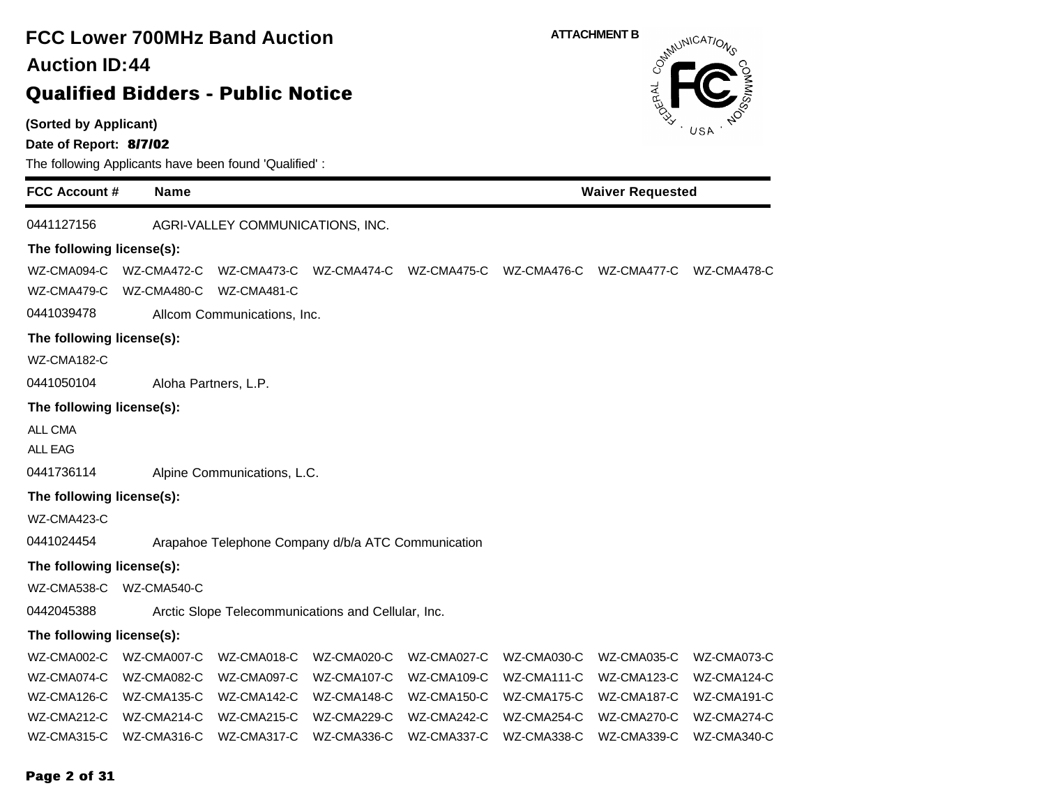# FCC Lower 700MHz Band Auction

## Auction ID:44

## Qualified Bidders - Public Notice

**ATTACHMENT B**

**(Sorted by Applicant)**

**Date of Report: 8/7/02**

The following Applicants have been found 'Qualified' :

| FCC Account # | Name | Waiver Requested |
|---|---|---|

0441127156 AGRI-VALLEY COMMUNICATIONS, INC.

**The following license(s):**

WZ-CMA094-C WZ-CMA472-C WZ-CMA473-C WZ-CMA474-C WZ-CMA475-C WZ-CMA476-C WZ-CMA477-C WZ-CMA478-C
WZ-CMA479-C WZ-CMA480-C WZ-CMA481-C

0441039478 Allcom Communications, Inc.

**The following license(s):**

WZ-CMA182-C

0441050104 Aloha Partners, L.P.

**The following license(s):**

ALL CMA
ALL EAG

0441736114 Alpine Communications, L.C.

**The following license(s):**

WZ-CMA423-C

0441024454 Arapahoe Telephone Company d/b/a ATC Communication

**The following license(s):**

WZ-CMA538-C WZ-CMA540-C

0442045388 Arctic Slope Telecommunications and Cellular, Inc.

**The following license(s):**

WZ-CMA002-C WZ-CMA007-C WZ-CMA018-C WZ-CMA020-C WZ-CMA027-C WZ-CMA030-C WZ-CMA035-C WZ-CMA073-C
WZ-CMA074-C WZ-CMA082-C WZ-CMA097-C WZ-CMA107-C WZ-CMA109-C WZ-CMA111-C WZ-CMA123-C WZ-CMA124-C
WZ-CMA126-C WZ-CMA135-C WZ-CMA142-C WZ-CMA148-C WZ-CMA150-C WZ-CMA175-C WZ-CMA187-C WZ-CMA191-C
WZ-CMA212-C WZ-CMA214-C WZ-CMA215-C WZ-CMA229-C WZ-CMA242-C WZ-CMA254-C WZ-CMA270-C WZ-CMA274-C
WZ-CMA315-C WZ-CMA316-C WZ-CMA317-C WZ-CMA336-C WZ-CMA337-C WZ-CMA338-C WZ-CMA339-C WZ-CMA340-C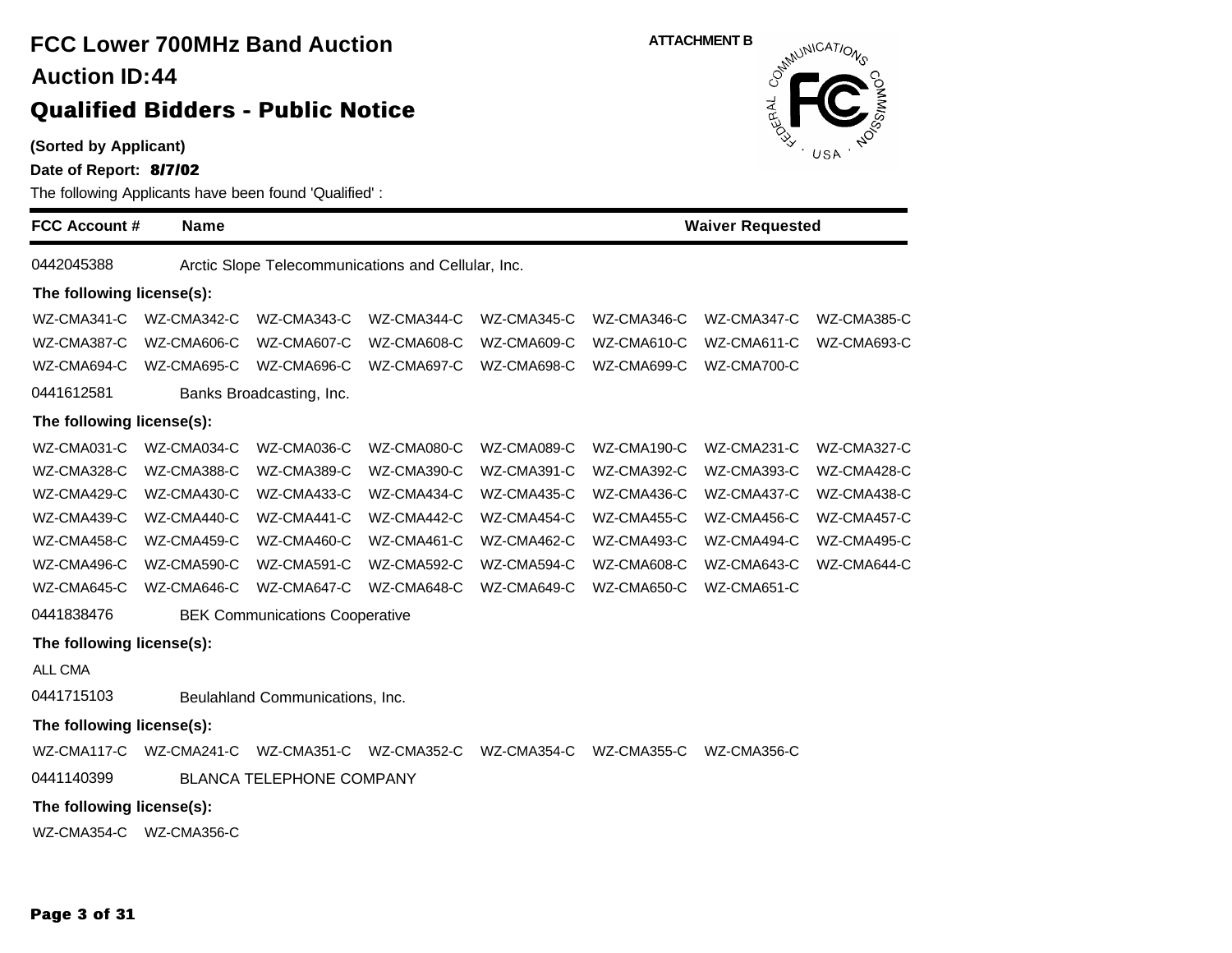# FCC Lower 700MHz Band Auction

## Auction ID:44

## Qualified Bidders - Public Notice

**ATTACHMENT B**

**(Sorted by Applicant)**

**Date of Report: 8/7/02**

The following Applicants have been found 'Qualified' :

| FCC Account # | Name | Waiver Requested |
|---|---|---|

0442045388 Arctic Slope Telecommunications and Cellular, Inc.

**The following license(s):**

WZ-CMA341-C WZ-CMA342-C WZ-CMA343-C WZ-CMA344-C WZ-CMA345-C WZ-CMA346-C WZ-CMA347-C WZ-CMA385-C
WZ-CMA387-C WZ-CMA606-C WZ-CMA607-C WZ-CMA608-C WZ-CMA609-C WZ-CMA610-C WZ-CMA611-C WZ-CMA693-C
WZ-CMA694-C WZ-CMA695-C WZ-CMA696-C WZ-CMA697-C WZ-CMA698-C WZ-CMA699-C WZ-CMA700-C

0441612581 Banks Broadcasting, Inc.

**The following license(s):**

WZ-CMA031-C WZ-CMA034-C WZ-CMA036-C WZ-CMA080-C WZ-CMA089-C WZ-CMA190-C WZ-CMA231-C WZ-CMA327-C
WZ-CMA328-C WZ-CMA388-C WZ-CMA389-C WZ-CMA390-C WZ-CMA391-C WZ-CMA392-C WZ-CMA393-C WZ-CMA428-C
WZ-CMA429-C WZ-CMA430-C WZ-CMA433-C WZ-CMA434-C WZ-CMA435-C WZ-CMA436-C WZ-CMA437-C WZ-CMA438-C
WZ-CMA439-C WZ-CMA440-C WZ-CMA441-C WZ-CMA442-C WZ-CMA454-C WZ-CMA455-C WZ-CMA456-C WZ-CMA457-C
WZ-CMA458-C WZ-CMA459-C WZ-CMA460-C WZ-CMA461-C WZ-CMA462-C WZ-CMA493-C WZ-CMA494-C WZ-CMA495-C
WZ-CMA496-C WZ-CMA590-C WZ-CMA591-C WZ-CMA592-C WZ-CMA594-C WZ-CMA608-C WZ-CMA643-C WZ-CMA644-C
WZ-CMA645-C WZ-CMA646-C WZ-CMA647-C WZ-CMA648-C WZ-CMA649-C WZ-CMA650-C WZ-CMA651-C

0441838476 BEK Communications Cooperative

**The following license(s):**

ALL CMA

0441715103 Beulahland Communications, Inc.

**The following license(s):**

WZ-CMA117-C WZ-CMA241-C WZ-CMA351-C WZ-CMA352-C WZ-CMA354-C WZ-CMA355-C WZ-CMA356-C

0441140399 BLANCA TELEPHONE COMPANY

**The following license(s):**

WZ-CMA354-C WZ-CMA356-C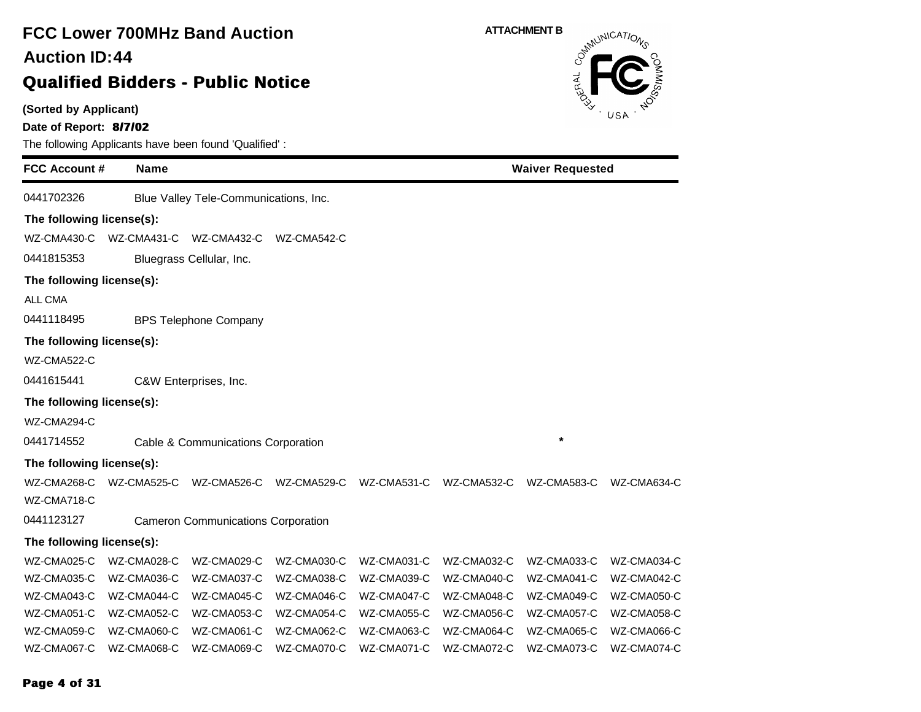# FCC Lower 700MHz Band Auction

## Auction ID:44

## Qualified Bidders - Public Notice

ATTACHMENT B

**(Sorted by Applicant)**

**Date of Report: 8/7/02**

The following Applicants have been found 'Qualified' :

| FCC Account # | Name | Waiver Requested |
|---|---|---|
| 0441702326 | Blue Valley Tele-Communications, Inc. | |

**The following license(s):**

WZ-CMA430-C WZ-CMA431-C WZ-CMA432-C WZ-CMA542-C

| FCC Account # | Name | Waiver Requested |
|---|---|---|
| 0441815353 | Bluegrass Cellular, Inc. | |

**The following license(s):**

ALL CMA

| FCC Account # | Name | Waiver Requested |
|---|---|---|
| 0441118495 | BPS Telephone Company | |

**The following license(s):**

WZ-CMA522-C

| FCC Account # | Name | Waiver Requested |
|---|---|---|
| 0441615441 | C&W Enterprises, Inc. | |

**The following license(s):**

WZ-CMA294-C

| FCC Account # | Name | Waiver Requested |
|---|---|---|
| 0441714552 | Cable & Communications Corporation | * |

**The following license(s):**

WZ-CMA268-C WZ-CMA525-C WZ-CMA526-C WZ-CMA529-C WZ-CMA531-C WZ-CMA532-C WZ-CMA583-C WZ-CMA634-C
WZ-CMA718-C

| FCC Account # | Name | Waiver Requested |
|---|---|---|
| 0441123127 | Cameron Communications Corporation | |

**The following license(s):**

WZ-CMA025-C WZ-CMA028-C WZ-CMA029-C WZ-CMA030-C WZ-CMA031-C WZ-CMA032-C WZ-CMA033-C WZ-CMA034-C
WZ-CMA035-C WZ-CMA036-C WZ-CMA037-C WZ-CMA038-C WZ-CMA039-C WZ-CMA040-C WZ-CMA041-C WZ-CMA042-C
WZ-CMA043-C WZ-CMA044-C WZ-CMA045-C WZ-CMA046-C WZ-CMA047-C WZ-CMA048-C WZ-CMA049-C WZ-CMA050-C
WZ-CMA051-C WZ-CMA052-C WZ-CMA053-C WZ-CMA054-C WZ-CMA055-C WZ-CMA056-C WZ-CMA057-C WZ-CMA058-C
WZ-CMA059-C WZ-CMA060-C WZ-CMA061-C WZ-CMA062-C WZ-CMA063-C WZ-CMA064-C WZ-CMA065-C WZ-CMA066-C
WZ-CMA067-C WZ-CMA068-C WZ-CMA069-C WZ-CMA070-C WZ-CMA071-C WZ-CMA072-C WZ-CMA073-C WZ-CMA074-C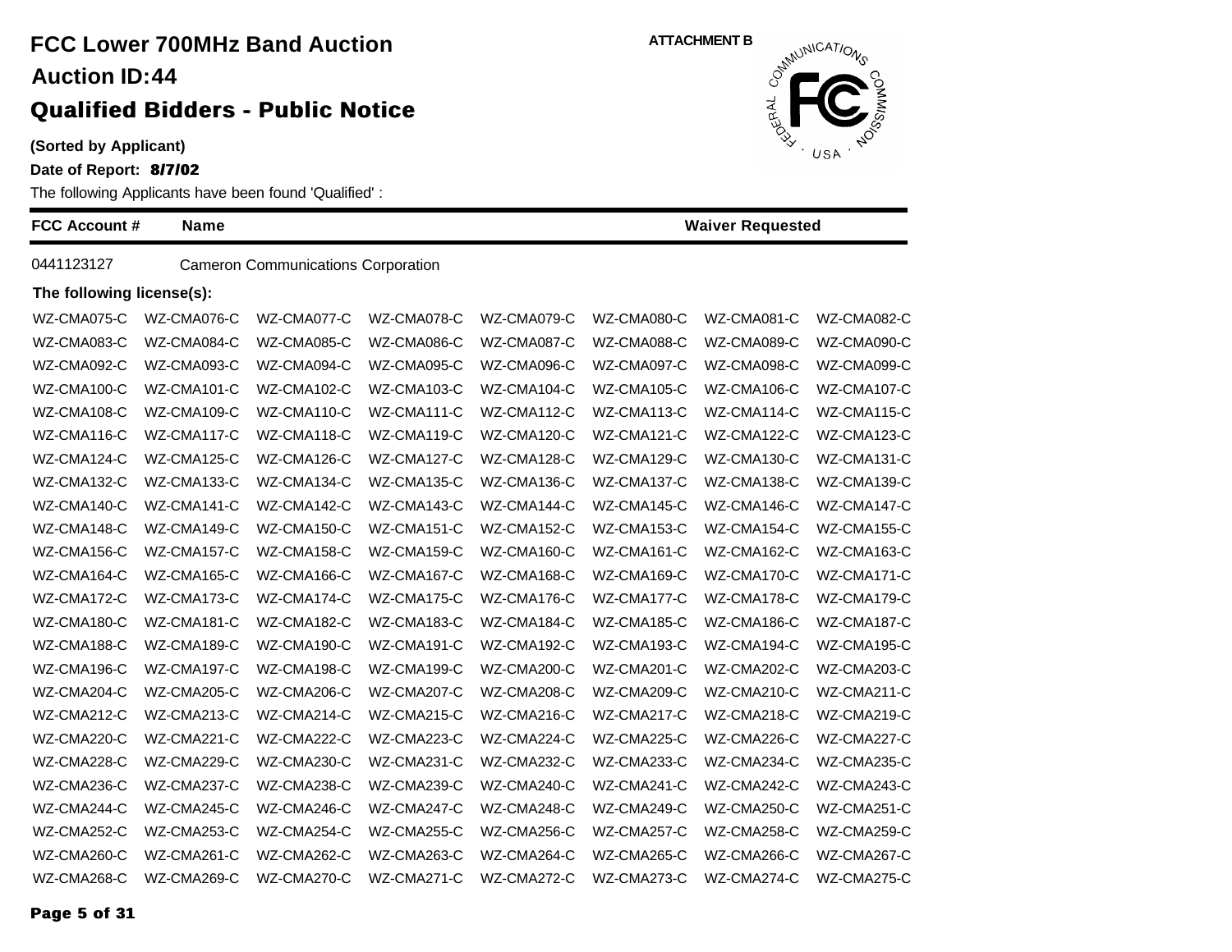# FCC Lower 700MHz Band Auction

## Auction ID:44

## Qualified Bidders - Public Notice

**(Sorted by Applicant)**

**Date of Report: 8/7/02**

The following Applicants have been found 'Qualified' :

ATTACHMENT B

| FCC Account # | Name | Waiver Requested |
|---|---|---|
| 0441123127 | Cameron Communications Corporation | |

**The following license(s):**

| | | | | | | | |
|---|---|---|---|---|---|---|---|
| WZ-CMA075-C | WZ-CMA076-C | WZ-CMA077-C | WZ-CMA078-C | WZ-CMA079-C | WZ-CMA080-C | WZ-CMA081-C | WZ-CMA082-C |
| WZ-CMA083-C | WZ-CMA084-C | WZ-CMA085-C | WZ-CMA086-C | WZ-CMA087-C | WZ-CMA088-C | WZ-CMA089-C | WZ-CMA090-C |
| WZ-CMA092-C | WZ-CMA093-C | WZ-CMA094-C | WZ-CMA095-C | WZ-CMA096-C | WZ-CMA097-C | WZ-CMA098-C | WZ-CMA099-C |
| WZ-CMA100-C | WZ-CMA101-C | WZ-CMA102-C | WZ-CMA103-C | WZ-CMA104-C | WZ-CMA105-C | WZ-CMA106-C | WZ-CMA107-C |
| WZ-CMA108-C | WZ-CMA109-C | WZ-CMA110-C | WZ-CMA111-C | WZ-CMA112-C | WZ-CMA113-C | WZ-CMA114-C | WZ-CMA115-C |
| WZ-CMA116-C | WZ-CMA117-C | WZ-CMA118-C | WZ-CMA119-C | WZ-CMA120-C | WZ-CMA121-C | WZ-CMA122-C | WZ-CMA123-C |
| WZ-CMA124-C | WZ-CMA125-C | WZ-CMA126-C | WZ-CMA127-C | WZ-CMA128-C | WZ-CMA129-C | WZ-CMA130-C | WZ-CMA131-C |
| WZ-CMA132-C | WZ-CMA133-C | WZ-CMA134-C | WZ-CMA135-C | WZ-CMA136-C | WZ-CMA137-C | WZ-CMA138-C | WZ-CMA139-C |
| WZ-CMA140-C | WZ-CMA141-C | WZ-CMA142-C | WZ-CMA143-C | WZ-CMA144-C | WZ-CMA145-C | WZ-CMA146-C | WZ-CMA147-C |
| WZ-CMA148-C | WZ-CMA149-C | WZ-CMA150-C | WZ-CMA151-C | WZ-CMA152-C | WZ-CMA153-C | WZ-CMA154-C | WZ-CMA155-C |
| WZ-CMA156-C | WZ-CMA157-C | WZ-CMA158-C | WZ-CMA159-C | WZ-CMA160-C | WZ-CMA161-C | WZ-CMA162-C | WZ-CMA163-C |
| WZ-CMA164-C | WZ-CMA165-C | WZ-CMA166-C | WZ-CMA167-C | WZ-CMA168-C | WZ-CMA169-C | WZ-CMA170-C | WZ-CMA171-C |
| WZ-CMA172-C | WZ-CMA173-C | WZ-CMA174-C | WZ-CMA175-C | WZ-CMA176-C | WZ-CMA177-C | WZ-CMA178-C | WZ-CMA179-C |
| WZ-CMA180-C | WZ-CMA181-C | WZ-CMA182-C | WZ-CMA183-C | WZ-CMA184-C | WZ-CMA185-C | WZ-CMA186-C | WZ-CMA187-C |
| WZ-CMA188-C | WZ-CMA189-C | WZ-CMA190-C | WZ-CMA191-C | WZ-CMA192-C | WZ-CMA193-C | WZ-CMA194-C | WZ-CMA195-C |
| WZ-CMA196-C | WZ-CMA197-C | WZ-CMA198-C | WZ-CMA199-C | WZ-CMA200-C | WZ-CMA201-C | WZ-CMA202-C | WZ-CMA203-C |
| WZ-CMA204-C | WZ-CMA205-C | WZ-CMA206-C | WZ-CMA207-C | WZ-CMA208-C | WZ-CMA209-C | WZ-CMA210-C | WZ-CMA211-C |
| WZ-CMA212-C | WZ-CMA213-C | WZ-CMA214-C | WZ-CMA215-C | WZ-CMA216-C | WZ-CMA217-C | WZ-CMA218-C | WZ-CMA219-C |
| WZ-CMA220-C | WZ-CMA221-C | WZ-CMA222-C | WZ-CMA223-C | WZ-CMA224-C | WZ-CMA225-C | WZ-CMA226-C | WZ-CMA227-C |
| WZ-CMA228-C | WZ-CMA229-C | WZ-CMA230-C | WZ-CMA231-C | WZ-CMA232-C | WZ-CMA233-C | WZ-CMA234-C | WZ-CMA235-C |
| WZ-CMA236-C | WZ-CMA237-C | WZ-CMA238-C | WZ-CMA239-C | WZ-CMA240-C | WZ-CMA241-C | WZ-CMA242-C | WZ-CMA243-C |
| WZ-CMA244-C | WZ-CMA245-C | WZ-CMA246-C | WZ-CMA247-C | WZ-CMA248-C | WZ-CMA249-C | WZ-CMA250-C | WZ-CMA251-C |
| WZ-CMA252-C | WZ-CMA253-C | WZ-CMA254-C | WZ-CMA255-C | WZ-CMA256-C | WZ-CMA257-C | WZ-CMA258-C | WZ-CMA259-C |
| WZ-CMA260-C | WZ-CMA261-C | WZ-CMA262-C | WZ-CMA263-C | WZ-CMA264-C | WZ-CMA265-C | WZ-CMA266-C | WZ-CMA267-C |
| WZ-CMA268-C | WZ-CMA269-C | WZ-CMA270-C | WZ-CMA271-C | WZ-CMA272-C | WZ-CMA273-C | WZ-CMA274-C | WZ-CMA275-C |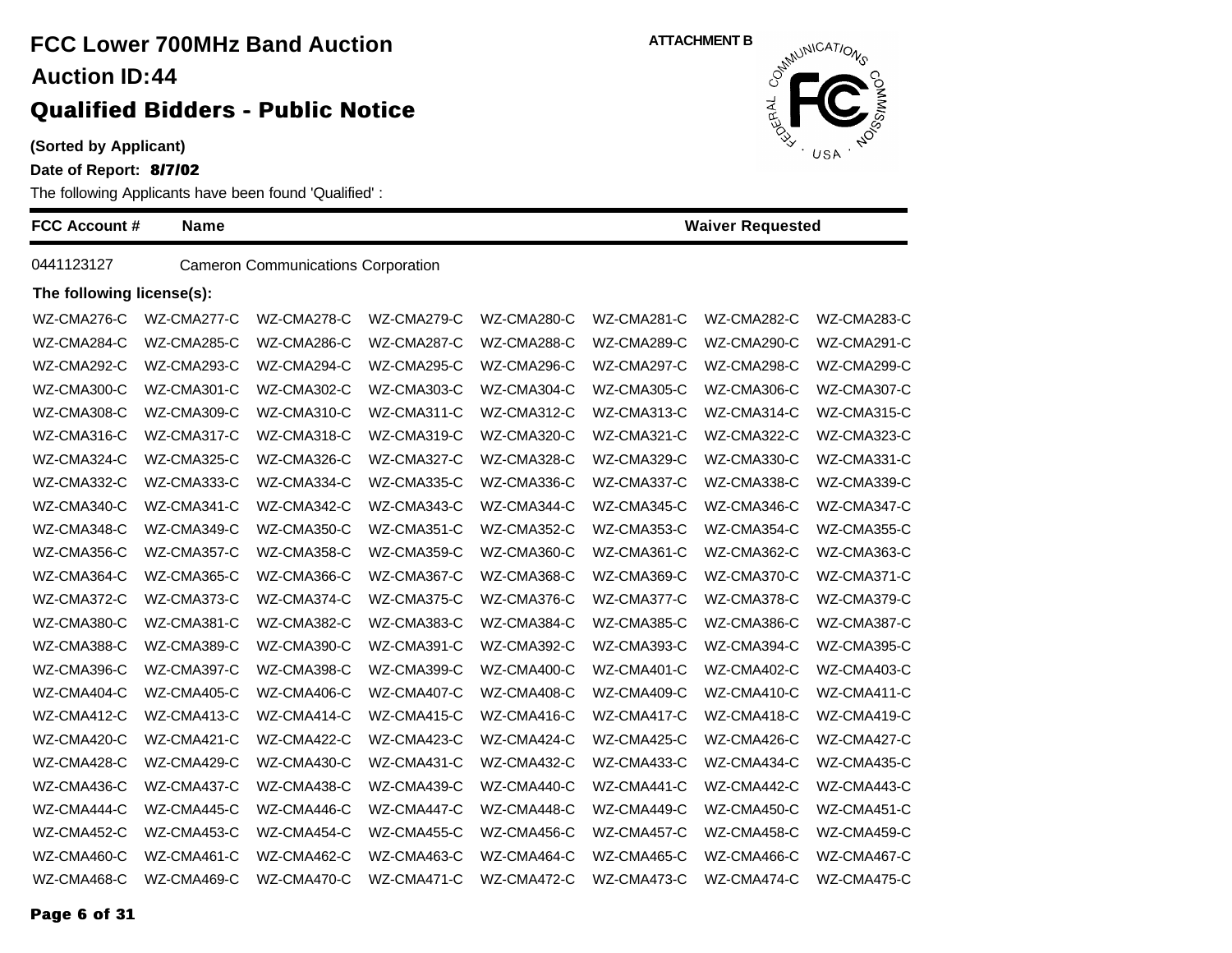# FCC Lower 700MHz Band Auction

## Auction ID:44

## Qualified Bidders - Public Notice

**ATTACHMENT B**

**(Sorted by Applicant)**

**Date of Report: 8/7/02**

The following Applicants have been found 'Qualified' :

| FCC Account # | Name | Waiver Requested |
|---|---|---|
| 0441123127 | Cameron Communications Corporation | |

**The following license(s):**

| | | | | | | | |
|---|---|---|---|---|---|---|---|
| WZ-CMA276-C | WZ-CMA277-C | WZ-CMA278-C | WZ-CMA279-C | WZ-CMA280-C | WZ-CMA281-C | WZ-CMA282-C | WZ-CMA283-C |
| WZ-CMA284-C | WZ-CMA285-C | WZ-CMA286-C | WZ-CMA287-C | WZ-CMA288-C | WZ-CMA289-C | WZ-CMA290-C | WZ-CMA291-C |
| WZ-CMA292-C | WZ-CMA293-C | WZ-CMA294-C | WZ-CMA295-C | WZ-CMA296-C | WZ-CMA297-C | WZ-CMA298-C | WZ-CMA299-C |
| WZ-CMA300-C | WZ-CMA301-C | WZ-CMA302-C | WZ-CMA303-C | WZ-CMA304-C | WZ-CMA305-C | WZ-CMA306-C | WZ-CMA307-C |
| WZ-CMA308-C | WZ-CMA309-C | WZ-CMA310-C | WZ-CMA311-C | WZ-CMA312-C | WZ-CMA313-C | WZ-CMA314-C | WZ-CMA315-C |
| WZ-CMA316-C | WZ-CMA317-C | WZ-CMA318-C | WZ-CMA319-C | WZ-CMA320-C | WZ-CMA321-C | WZ-CMA322-C | WZ-CMA323-C |
| WZ-CMA324-C | WZ-CMA325-C | WZ-CMA326-C | WZ-CMA327-C | WZ-CMA328-C | WZ-CMA329-C | WZ-CMA330-C | WZ-CMA331-C |
| WZ-CMA332-C | WZ-CMA333-C | WZ-CMA334-C | WZ-CMA335-C | WZ-CMA336-C | WZ-CMA337-C | WZ-CMA338-C | WZ-CMA339-C |
| WZ-CMA340-C | WZ-CMA341-C | WZ-CMA342-C | WZ-CMA343-C | WZ-CMA344-C | WZ-CMA345-C | WZ-CMA346-C | WZ-CMA347-C |
| WZ-CMA348-C | WZ-CMA349-C | WZ-CMA350-C | WZ-CMA351-C | WZ-CMA352-C | WZ-CMA353-C | WZ-CMA354-C | WZ-CMA355-C |
| WZ-CMA356-C | WZ-CMA357-C | WZ-CMA358-C | WZ-CMA359-C | WZ-CMA360-C | WZ-CMA361-C | WZ-CMA362-C | WZ-CMA363-C |
| WZ-CMA364-C | WZ-CMA365-C | WZ-CMA366-C | WZ-CMA367-C | WZ-CMA368-C | WZ-CMA369-C | WZ-CMA370-C | WZ-CMA371-C |
| WZ-CMA372-C | WZ-CMA373-C | WZ-CMA374-C | WZ-CMA375-C | WZ-CMA376-C | WZ-CMA377-C | WZ-CMA378-C | WZ-CMA379-C |
| WZ-CMA380-C | WZ-CMA381-C | WZ-CMA382-C | WZ-CMA383-C | WZ-CMA384-C | WZ-CMA385-C | WZ-CMA386-C | WZ-CMA387-C |
| WZ-CMA388-C | WZ-CMA389-C | WZ-CMA390-C | WZ-CMA391-C | WZ-CMA392-C | WZ-CMA393-C | WZ-CMA394-C | WZ-CMA395-C |
| WZ-CMA396-C | WZ-CMA397-C | WZ-CMA398-C | WZ-CMA399-C | WZ-CMA400-C | WZ-CMA401-C | WZ-CMA402-C | WZ-CMA403-C |
| WZ-CMA404-C | WZ-CMA405-C | WZ-CMA406-C | WZ-CMA407-C | WZ-CMA408-C | WZ-CMA409-C | WZ-CMA410-C | WZ-CMA411-C |
| WZ-CMA412-C | WZ-CMA413-C | WZ-CMA414-C | WZ-CMA415-C | WZ-CMA416-C | WZ-CMA417-C | WZ-CMA418-C | WZ-CMA419-C |
| WZ-CMA420-C | WZ-CMA421-C | WZ-CMA422-C | WZ-CMA423-C | WZ-CMA424-C | WZ-CMA425-C | WZ-CMA426-C | WZ-CMA427-C |
| WZ-CMA428-C | WZ-CMA429-C | WZ-CMA430-C | WZ-CMA431-C | WZ-CMA432-C | WZ-CMA433-C | WZ-CMA434-C | WZ-CMA435-C |
| WZ-CMA436-C | WZ-CMA437-C | WZ-CMA438-C | WZ-CMA439-C | WZ-CMA440-C | WZ-CMA441-C | WZ-CMA442-C | WZ-CMA443-C |
| WZ-CMA444-C | WZ-CMA445-C | WZ-CMA446-C | WZ-CMA447-C | WZ-CMA448-C | WZ-CMA449-C | WZ-CMA450-C | WZ-CMA451-C |
| WZ-CMA452-C | WZ-CMA453-C | WZ-CMA454-C | WZ-CMA455-C | WZ-CMA456-C | WZ-CMA457-C | WZ-CMA458-C | WZ-CMA459-C |
| WZ-CMA460-C | WZ-CMA461-C | WZ-CMA462-C | WZ-CMA463-C | WZ-CMA464-C | WZ-CMA465-C | WZ-CMA466-C | WZ-CMA467-C |
| WZ-CMA468-C | WZ-CMA469-C | WZ-CMA470-C | WZ-CMA471-C | WZ-CMA472-C | WZ-CMA473-C | WZ-CMA474-C | WZ-CMA475-C |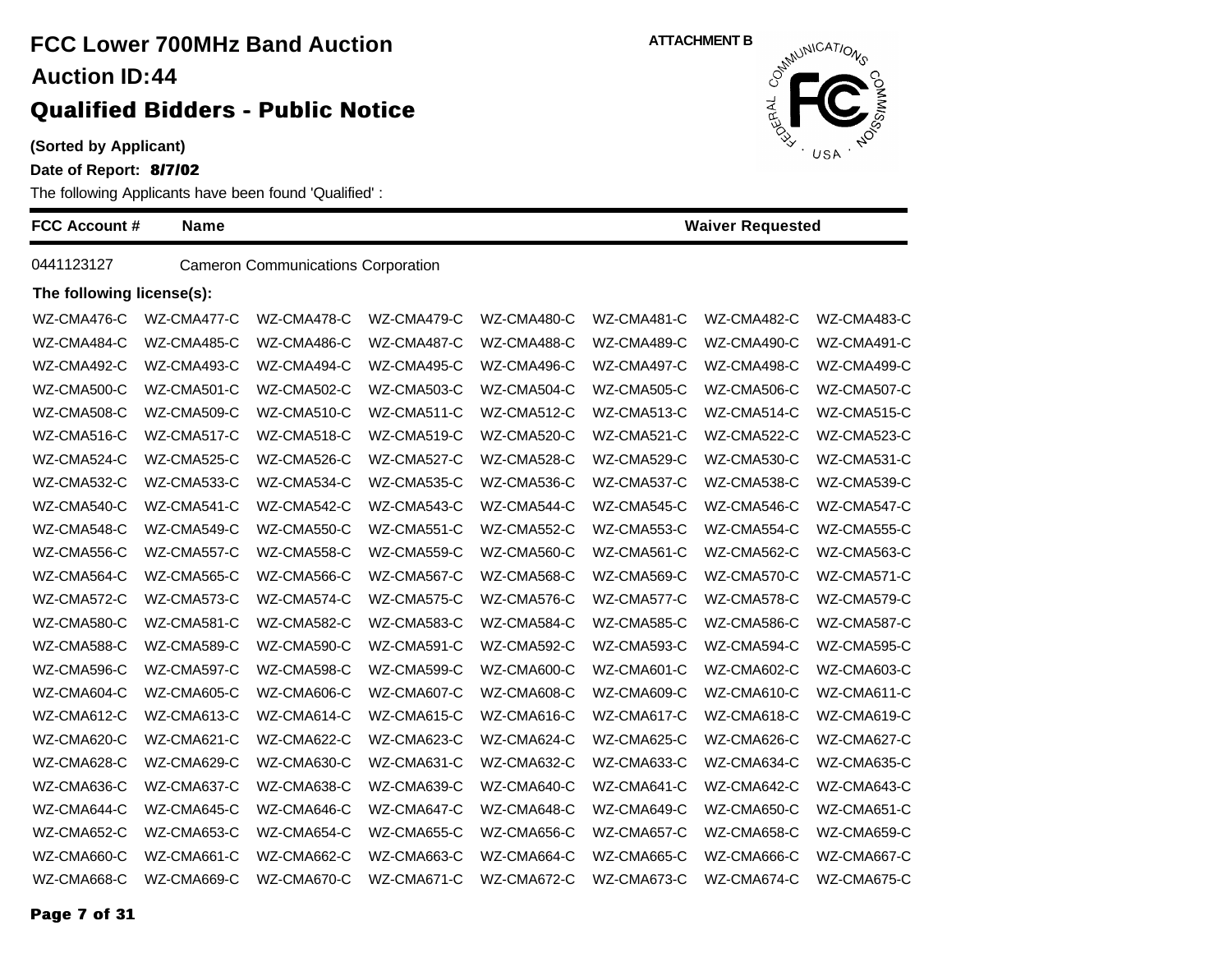# FCC Lower 700MHz Band Auction

## Auction ID:44

## Qualified Bidders - Public Notice

ATTACHMENT B

**(Sorted by Applicant)**

**Date of Report: 8/7/02**

The following Applicants have been found 'Qualified' :

| FCC Account # | Name | Waiver Requested |
|---|---|---|
| 0441123127 | Cameron Communications Corporation | |

**The following license(s):**

| | | | | | | | |
|---|---|---|---|---|---|---|---|
| WZ-CMA476-C | WZ-CMA477-C | WZ-CMA478-C | WZ-CMA479-C | WZ-CMA480-C | WZ-CMA481-C | WZ-CMA482-C | WZ-CMA483-C |
| WZ-CMA484-C | WZ-CMA485-C | WZ-CMA486-C | WZ-CMA487-C | WZ-CMA488-C | WZ-CMA489-C | WZ-CMA490-C | WZ-CMA491-C |
| WZ-CMA492-C | WZ-CMA493-C | WZ-CMA494-C | WZ-CMA495-C | WZ-CMA496-C | WZ-CMA497-C | WZ-CMA498-C | WZ-CMA499-C |
| WZ-CMA500-C | WZ-CMA501-C | WZ-CMA502-C | WZ-CMA503-C | WZ-CMA504-C | WZ-CMA505-C | WZ-CMA506-C | WZ-CMA507-C |
| WZ-CMA508-C | WZ-CMA509-C | WZ-CMA510-C | WZ-CMA511-C | WZ-CMA512-C | WZ-CMA513-C | WZ-CMA514-C | WZ-CMA515-C |
| WZ-CMA516-C | WZ-CMA517-C | WZ-CMA518-C | WZ-CMA519-C | WZ-CMA520-C | WZ-CMA521-C | WZ-CMA522-C | WZ-CMA523-C |
| WZ-CMA524-C | WZ-CMA525-C | WZ-CMA526-C | WZ-CMA527-C | WZ-CMA528-C | WZ-CMA529-C | WZ-CMA530-C | WZ-CMA531-C |
| WZ-CMA532-C | WZ-CMA533-C | WZ-CMA534-C | WZ-CMA535-C | WZ-CMA536-C | WZ-CMA537-C | WZ-CMA538-C | WZ-CMA539-C |
| WZ-CMA540-C | WZ-CMA541-C | WZ-CMA542-C | WZ-CMA543-C | WZ-CMA544-C | WZ-CMA545-C | WZ-CMA546-C | WZ-CMA547-C |
| WZ-CMA548-C | WZ-CMA549-C | WZ-CMA550-C | WZ-CMA551-C | WZ-CMA552-C | WZ-CMA553-C | WZ-CMA554-C | WZ-CMA555-C |
| WZ-CMA556-C | WZ-CMA557-C | WZ-CMA558-C | WZ-CMA559-C | WZ-CMA560-C | WZ-CMA561-C | WZ-CMA562-C | WZ-CMA563-C |
| WZ-CMA564-C | WZ-CMA565-C | WZ-CMA566-C | WZ-CMA567-C | WZ-CMA568-C | WZ-CMA569-C | WZ-CMA570-C | WZ-CMA571-C |
| WZ-CMA572-C | WZ-CMA573-C | WZ-CMA574-C | WZ-CMA575-C | WZ-CMA576-C | WZ-CMA577-C | WZ-CMA578-C | WZ-CMA579-C |
| WZ-CMA580-C | WZ-CMA581-C | WZ-CMA582-C | WZ-CMA583-C | WZ-CMA584-C | WZ-CMA585-C | WZ-CMA586-C | WZ-CMA587-C |
| WZ-CMA588-C | WZ-CMA589-C | WZ-CMA590-C | WZ-CMA591-C | WZ-CMA592-C | WZ-CMA593-C | WZ-CMA594-C | WZ-CMA595-C |
| WZ-CMA596-C | WZ-CMA597-C | WZ-CMA598-C | WZ-CMA599-C | WZ-CMA600-C | WZ-CMA601-C | WZ-CMA602-C | WZ-CMA603-C |
| WZ-CMA604-C | WZ-CMA605-C | WZ-CMA606-C | WZ-CMA607-C | WZ-CMA608-C | WZ-CMA609-C | WZ-CMA610-C | WZ-CMA611-C |
| WZ-CMA612-C | WZ-CMA613-C | WZ-CMA614-C | WZ-CMA615-C | WZ-CMA616-C | WZ-CMA617-C | WZ-CMA618-C | WZ-CMA619-C |
| WZ-CMA620-C | WZ-CMA621-C | WZ-CMA622-C | WZ-CMA623-C | WZ-CMA624-C | WZ-CMA625-C | WZ-CMA626-C | WZ-CMA627-C |
| WZ-CMA628-C | WZ-CMA629-C | WZ-CMA630-C | WZ-CMA631-C | WZ-CMA632-C | WZ-CMA633-C | WZ-CMA634-C | WZ-CMA635-C |
| WZ-CMA636-C | WZ-CMA637-C | WZ-CMA638-C | WZ-CMA639-C | WZ-CMA640-C | WZ-CMA641-C | WZ-CMA642-C | WZ-CMA643-C |
| WZ-CMA644-C | WZ-CMA645-C | WZ-CMA646-C | WZ-CMA647-C | WZ-CMA648-C | WZ-CMA649-C | WZ-CMA650-C | WZ-CMA651-C |
| WZ-CMA652-C | WZ-CMA653-C | WZ-CMA654-C | WZ-CMA655-C | WZ-CMA656-C | WZ-CMA657-C | WZ-CMA658-C | WZ-CMA659-C |
| WZ-CMA660-C | WZ-CMA661-C | WZ-CMA662-C | WZ-CMA663-C | WZ-CMA664-C | WZ-CMA665-C | WZ-CMA666-C | WZ-CMA667-C |
| WZ-CMA668-C | WZ-CMA669-C | WZ-CMA670-C | WZ-CMA671-C | WZ-CMA672-C | WZ-CMA673-C | WZ-CMA674-C | WZ-CMA675-C |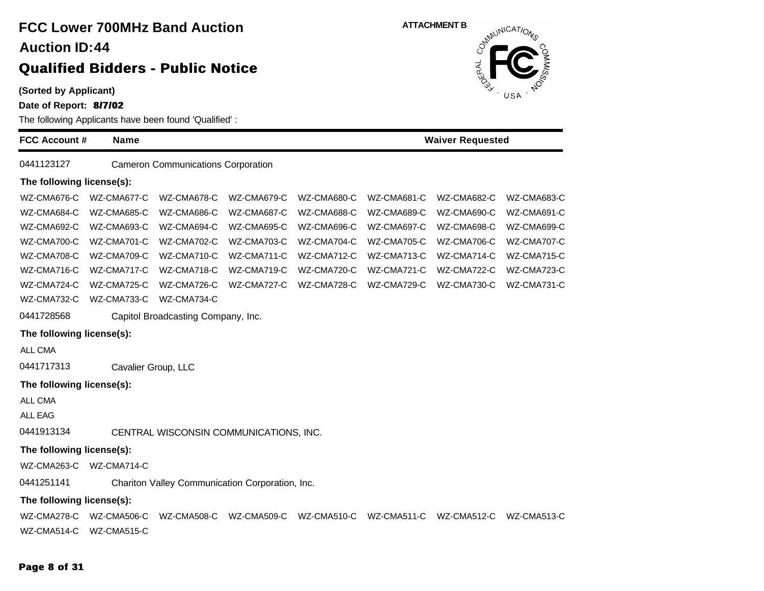# FCC Lower 700MHz Band Auction

## Auction ID:44

## Qualified Bidders - Public Notice

ATTACHMENT B

**(Sorted by Applicant)**

**Date of Report: 8/7/02**

The following Applicants have been found 'Qualified' :

| FCC Account # | Name | Waiver Requested |
|---|---|---|

0441123127 Cameron Communications Corporation

**The following license(s):**

WZ-CMA676-C WZ-CMA677-C WZ-CMA678-C WZ-CMA679-C WZ-CMA680-C WZ-CMA681-C WZ-CMA682-C WZ-CMA683-C
WZ-CMA684-C WZ-CMA685-C WZ-CMA686-C WZ-CMA687-C WZ-CMA688-C WZ-CMA689-C WZ-CMA690-C WZ-CMA691-C
WZ-CMA692-C WZ-CMA693-C WZ-CMA694-C WZ-CMA695-C WZ-CMA696-C WZ-CMA697-C WZ-CMA698-C WZ-CMA699-C
WZ-CMA700-C WZ-CMA701-C WZ-CMA702-C WZ-CMA703-C WZ-CMA704-C WZ-CMA705-C WZ-CMA706-C WZ-CMA707-C
WZ-CMA708-C WZ-CMA709-C WZ-CMA710-C WZ-CMA711-C WZ-CMA712-C WZ-CMA713-C WZ-CMA714-C WZ-CMA715-C
WZ-CMA716-C WZ-CMA717-C WZ-CMA718-C WZ-CMA719-C WZ-CMA720-C WZ-CMA721-C WZ-CMA722-C WZ-CMA723-C
WZ-CMA724-C WZ-CMA725-C WZ-CMA726-C WZ-CMA727-C WZ-CMA728-C WZ-CMA729-C WZ-CMA730-C WZ-CMA731-C
WZ-CMA732-C WZ-CMA733-C WZ-CMA734-C

0441728568 Capitol Broadcasting Company, Inc.

**The following license(s):**

ALL CMA

0441717313 Cavalier Group, LLC

**The following license(s):**

ALL CMA
ALL EAG

0441913134 CENTRAL WISCONSIN COMMUNICATIONS, INC.

**The following license(s):**

WZ-CMA263-C WZ-CMA714-C

0441251141 Chariton Valley Communication Corporation, Inc.

**The following license(s):**

WZ-CMA278-C WZ-CMA506-C WZ-CMA508-C WZ-CMA509-C WZ-CMA510-C WZ-CMA511-C WZ-CMA512-C WZ-CMA513-C
WZ-CMA514-C WZ-CMA515-C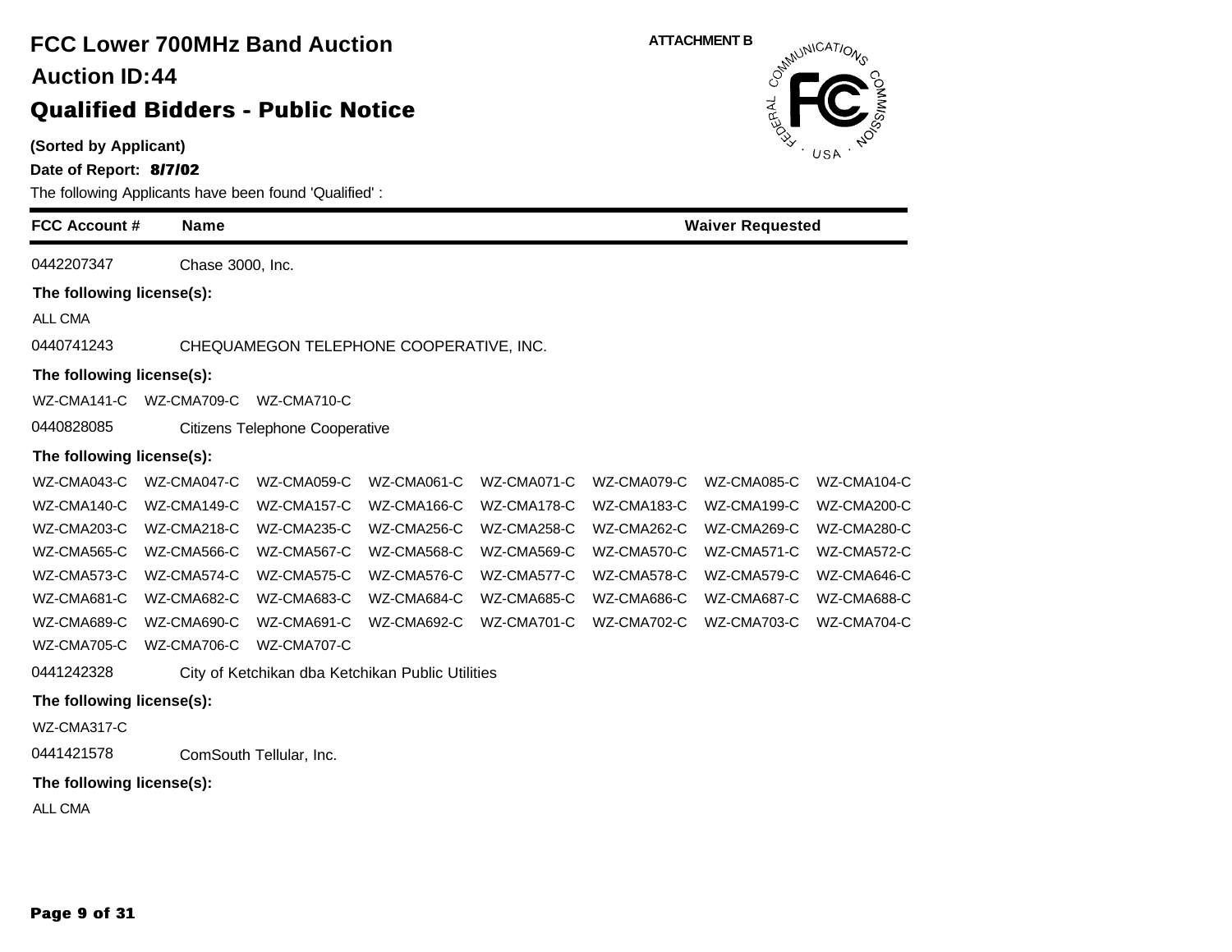# FCC Lower 700MHz Band Auction

## Auction ID:44

## Qualified Bidders - Public Notice

ATTACHMENT B

**(Sorted by Applicant)**

**Date of Report: 8/7/02**

The following Applicants have been found 'Qualified' :

| FCC Account # | Name | Waiver Requested |
|---|---|---|
| 0442207347 | Chase 3000, Inc. | |

**The following license(s):**

ALL CMA

| FCC Account # | Name | Waiver Requested |
|---|---|---|
| 0440741243 | CHEQUAMEGON TELEPHONE COOPERATIVE, INC. | |

**The following license(s):**

WZ-CMA141-C WZ-CMA709-C WZ-CMA710-C

| FCC Account # | Name | Waiver Requested |
|---|---|---|
| 0440828085 | Citizens Telephone Cooperative | |

**The following license(s):**

WZ-CMA043-C WZ-CMA047-C WZ-CMA059-C WZ-CMA061-C WZ-CMA071-C WZ-CMA079-C WZ-CMA085-C WZ-CMA104-C
WZ-CMA140-C WZ-CMA149-C WZ-CMA157-C WZ-CMA166-C WZ-CMA178-C WZ-CMA183-C WZ-CMA199-C WZ-CMA200-C
WZ-CMA203-C WZ-CMA218-C WZ-CMA235-C WZ-CMA256-C WZ-CMA258-C WZ-CMA262-C WZ-CMA269-C WZ-CMA280-C
WZ-CMA565-C WZ-CMA566-C WZ-CMA567-C WZ-CMA568-C WZ-CMA569-C WZ-CMA570-C WZ-CMA571-C WZ-CMA572-C
WZ-CMA573-C WZ-CMA574-C WZ-CMA575-C WZ-CMA576-C WZ-CMA577-C WZ-CMA578-C WZ-CMA579-C WZ-CMA646-C
WZ-CMA681-C WZ-CMA682-C WZ-CMA683-C WZ-CMA684-C WZ-CMA685-C WZ-CMA686-C WZ-CMA687-C WZ-CMA688-C
WZ-CMA689-C WZ-CMA690-C WZ-CMA691-C WZ-CMA692-C WZ-CMA701-C WZ-CMA702-C WZ-CMA703-C WZ-CMA704-C
WZ-CMA705-C WZ-CMA706-C WZ-CMA707-C

| FCC Account # | Name | Waiver Requested |
|---|---|---|
| 0441242328 | City of Ketchikan dba Ketchikan Public Utilities | |

**The following license(s):**

WZ-CMA317-C

| FCC Account # | Name | Waiver Requested |
|---|---|---|
| 0441421578 | ComSouth Tellular, Inc. | |

**The following license(s):**

ALL CMA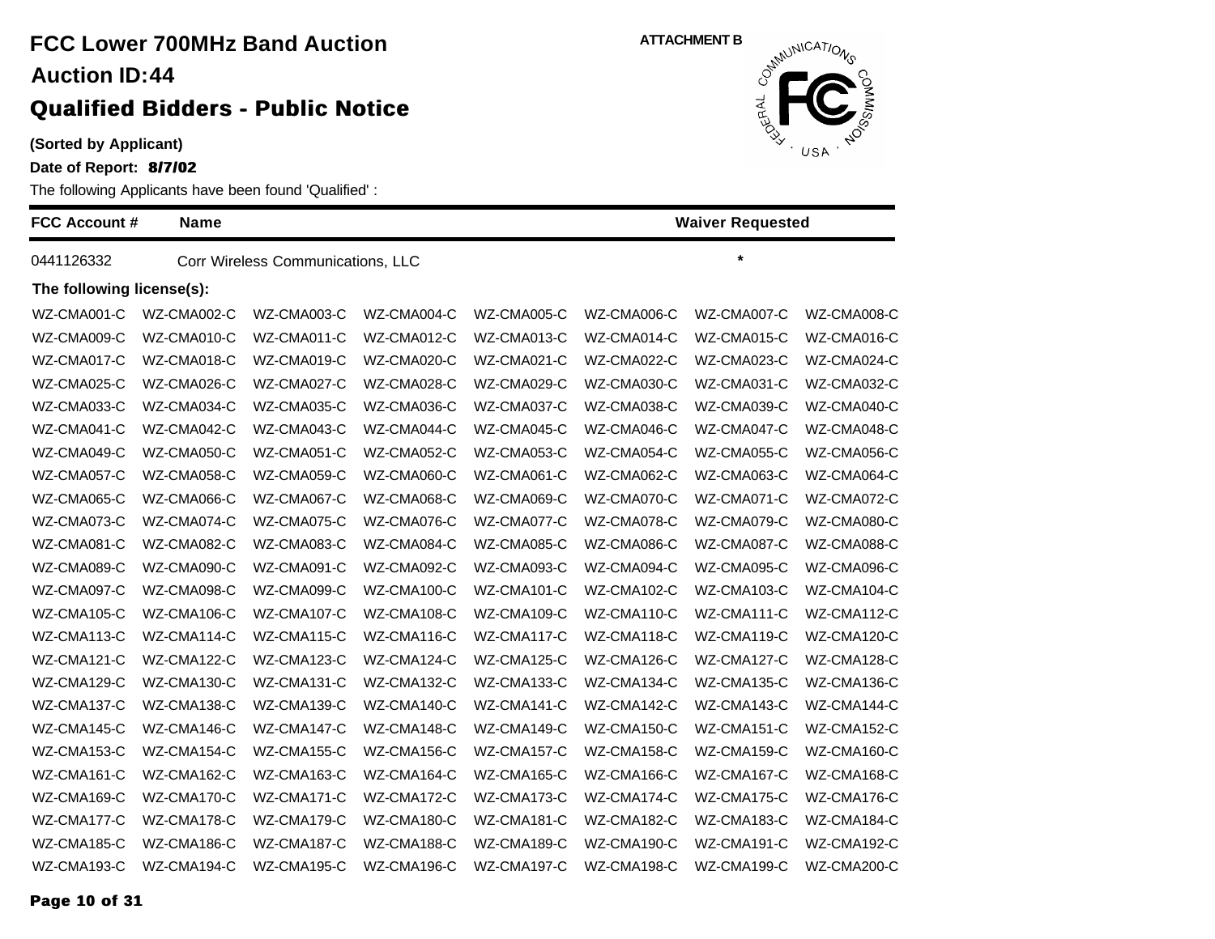# FCC Lower 700MHz Band Auction

## Auction ID:44

## Qualified Bidders - Public Notice

ATTACHMENT B

**(Sorted by Applicant)**

**Date of Report: 8/7/02**

The following Applicants have been found 'Qualified' :

| FCC Account # | Name | Waiver Requested |
|---|---|---|
| 0441126332 | Corr Wireless Communications, LLC | * |

**The following license(s):**

| | | | | | | | |
|---|---|---|---|---|---|---|---|
| WZ-CMA001-C | WZ-CMA002-C | WZ-CMA003-C | WZ-CMA004-C | WZ-CMA005-C | WZ-CMA006-C | WZ-CMA007-C | WZ-CMA008-C |
| WZ-CMA009-C | WZ-CMA010-C | WZ-CMA011-C | WZ-CMA012-C | WZ-CMA013-C | WZ-CMA014-C | WZ-CMA015-C | WZ-CMA016-C |
| WZ-CMA017-C | WZ-CMA018-C | WZ-CMA019-C | WZ-CMA020-C | WZ-CMA021-C | WZ-CMA022-C | WZ-CMA023-C | WZ-CMA024-C |
| WZ-CMA025-C | WZ-CMA026-C | WZ-CMA027-C | WZ-CMA028-C | WZ-CMA029-C | WZ-CMA030-C | WZ-CMA031-C | WZ-CMA032-C |
| WZ-CMA033-C | WZ-CMA034-C | WZ-CMA035-C | WZ-CMA036-C | WZ-CMA037-C | WZ-CMA038-C | WZ-CMA039-C | WZ-CMA040-C |
| WZ-CMA041-C | WZ-CMA042-C | WZ-CMA043-C | WZ-CMA044-C | WZ-CMA045-C | WZ-CMA046-C | WZ-CMA047-C | WZ-CMA048-C |
| WZ-CMA049-C | WZ-CMA050-C | WZ-CMA051-C | WZ-CMA052-C | WZ-CMA053-C | WZ-CMA054-C | WZ-CMA055-C | WZ-CMA056-C |
| WZ-CMA057-C | WZ-CMA058-C | WZ-CMA059-C | WZ-CMA060-C | WZ-CMA061-C | WZ-CMA062-C | WZ-CMA063-C | WZ-CMA064-C |
| WZ-CMA065-C | WZ-CMA066-C | WZ-CMA067-C | WZ-CMA068-C | WZ-CMA069-C | WZ-CMA070-C | WZ-CMA071-C | WZ-CMA072-C |
| WZ-CMA073-C | WZ-CMA074-C | WZ-CMA075-C | WZ-CMA076-C | WZ-CMA077-C | WZ-CMA078-C | WZ-CMA079-C | WZ-CMA080-C |
| WZ-CMA081-C | WZ-CMA082-C | WZ-CMA083-C | WZ-CMA084-C | WZ-CMA085-C | WZ-CMA086-C | WZ-CMA087-C | WZ-CMA088-C |
| WZ-CMA089-C | WZ-CMA090-C | WZ-CMA091-C | WZ-CMA092-C | WZ-CMA093-C | WZ-CMA094-C | WZ-CMA095-C | WZ-CMA096-C |
| WZ-CMA097-C | WZ-CMA098-C | WZ-CMA099-C | WZ-CMA100-C | WZ-CMA101-C | WZ-CMA102-C | WZ-CMA103-C | WZ-CMA104-C |
| WZ-CMA105-C | WZ-CMA106-C | WZ-CMA107-C | WZ-CMA108-C | WZ-CMA109-C | WZ-CMA110-C | WZ-CMA111-C | WZ-CMA112-C |
| WZ-CMA113-C | WZ-CMA114-C | WZ-CMA115-C | WZ-CMA116-C | WZ-CMA117-C | WZ-CMA118-C | WZ-CMA119-C | WZ-CMA120-C |
| WZ-CMA121-C | WZ-CMA122-C | WZ-CMA123-C | WZ-CMA124-C | WZ-CMA125-C | WZ-CMA126-C | WZ-CMA127-C | WZ-CMA128-C |
| WZ-CMA129-C | WZ-CMA130-C | WZ-CMA131-C | WZ-CMA132-C | WZ-CMA133-C | WZ-CMA134-C | WZ-CMA135-C | WZ-CMA136-C |
| WZ-CMA137-C | WZ-CMA138-C | WZ-CMA139-C | WZ-CMA140-C | WZ-CMA141-C | WZ-CMA142-C | WZ-CMA143-C | WZ-CMA144-C |
| WZ-CMA145-C | WZ-CMA146-C | WZ-CMA147-C | WZ-CMA148-C | WZ-CMA149-C | WZ-CMA150-C | WZ-CMA151-C | WZ-CMA152-C |
| WZ-CMA153-C | WZ-CMA154-C | WZ-CMA155-C | WZ-CMA156-C | WZ-CMA157-C | WZ-CMA158-C | WZ-CMA159-C | WZ-CMA160-C |
| WZ-CMA161-C | WZ-CMA162-C | WZ-CMA163-C | WZ-CMA164-C | WZ-CMA165-C | WZ-CMA166-C | WZ-CMA167-C | WZ-CMA168-C |
| WZ-CMA169-C | WZ-CMA170-C | WZ-CMA171-C | WZ-CMA172-C | WZ-CMA173-C | WZ-CMA174-C | WZ-CMA175-C | WZ-CMA176-C |
| WZ-CMA177-C | WZ-CMA178-C | WZ-CMA179-C | WZ-CMA180-C | WZ-CMA181-C | WZ-CMA182-C | WZ-CMA183-C | WZ-CMA184-C |
| WZ-CMA185-C | WZ-CMA186-C | WZ-CMA187-C | WZ-CMA188-C | WZ-CMA189-C | WZ-CMA190-C | WZ-CMA191-C | WZ-CMA192-C |
| WZ-CMA193-C | WZ-CMA194-C | WZ-CMA195-C | WZ-CMA196-C | WZ-CMA197-C | WZ-CMA198-C | WZ-CMA199-C | WZ-CMA200-C |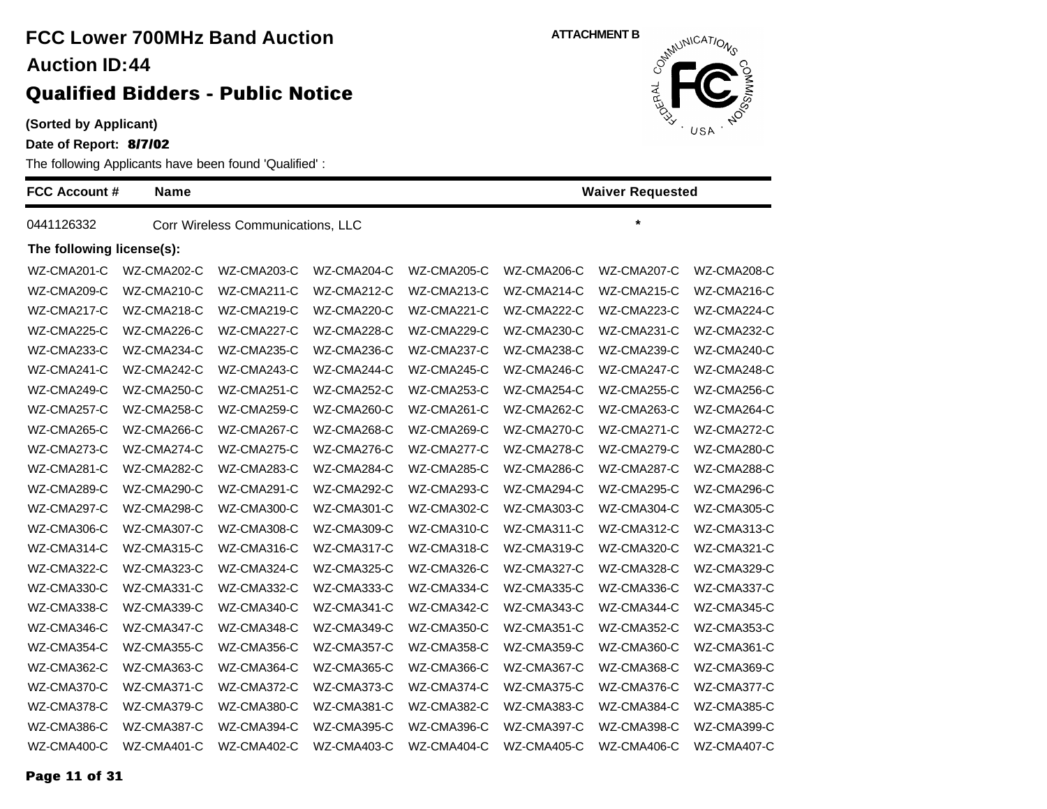# FCC Lower 700MHz Band Auction

## Auction ID:44

## Qualified Bidders - Public Notice

**(Sorted by Applicant)**

**Date of Report: 8/7/02**

The following Applicants have been found 'Qualified' :

ATTACHMENT B

| FCC Account # | Name | Waiver Requested |
|---|---|---|
| 0441126332 | Corr Wireless Communications, LLC | * |

**The following license(s):**

| | | | | | | | |
|---|---|---|---|---|---|---|---|
| WZ-CMA201-C | WZ-CMA202-C | WZ-CMA203-C | WZ-CMA204-C | WZ-CMA205-C | WZ-CMA206-C | WZ-CMA207-C | WZ-CMA208-C |
| WZ-CMA209-C | WZ-CMA210-C | WZ-CMA211-C | WZ-CMA212-C | WZ-CMA213-C | WZ-CMA214-C | WZ-CMA215-C | WZ-CMA216-C |
| WZ-CMA217-C | WZ-CMA218-C | WZ-CMA219-C | WZ-CMA220-C | WZ-CMA221-C | WZ-CMA222-C | WZ-CMA223-C | WZ-CMA224-C |
| WZ-CMA225-C | WZ-CMA226-C | WZ-CMA227-C | WZ-CMA228-C | WZ-CMA229-C | WZ-CMA230-C | WZ-CMA231-C | WZ-CMA232-C |
| WZ-CMA233-C | WZ-CMA234-C | WZ-CMA235-C | WZ-CMA236-C | WZ-CMA237-C | WZ-CMA238-C | WZ-CMA239-C | WZ-CMA240-C |
| WZ-CMA241-C | WZ-CMA242-C | WZ-CMA243-C | WZ-CMA244-C | WZ-CMA245-C | WZ-CMA246-C | WZ-CMA247-C | WZ-CMA248-C |
| WZ-CMA249-C | WZ-CMA250-C | WZ-CMA251-C | WZ-CMA252-C | WZ-CMA253-C | WZ-CMA254-C | WZ-CMA255-C | WZ-CMA256-C |
| WZ-CMA257-C | WZ-CMA258-C | WZ-CMA259-C | WZ-CMA260-C | WZ-CMA261-C | WZ-CMA262-C | WZ-CMA263-C | WZ-CMA264-C |
| WZ-CMA265-C | WZ-CMA266-C | WZ-CMA267-C | WZ-CMA268-C | WZ-CMA269-C | WZ-CMA270-C | WZ-CMA271-C | WZ-CMA272-C |
| WZ-CMA273-C | WZ-CMA274-C | WZ-CMA275-C | WZ-CMA276-C | WZ-CMA277-C | WZ-CMA278-C | WZ-CMA279-C | WZ-CMA280-C |
| WZ-CMA281-C | WZ-CMA282-C | WZ-CMA283-C | WZ-CMA284-C | WZ-CMA285-C | WZ-CMA286-C | WZ-CMA287-C | WZ-CMA288-C |
| WZ-CMA289-C | WZ-CMA290-C | WZ-CMA291-C | WZ-CMA292-C | WZ-CMA293-C | WZ-CMA294-C | WZ-CMA295-C | WZ-CMA296-C |
| WZ-CMA297-C | WZ-CMA298-C | WZ-CMA300-C | WZ-CMA301-C | WZ-CMA302-C | WZ-CMA303-C | WZ-CMA304-C | WZ-CMA305-C |
| WZ-CMA306-C | WZ-CMA307-C | WZ-CMA308-C | WZ-CMA309-C | WZ-CMA310-C | WZ-CMA311-C | WZ-CMA312-C | WZ-CMA313-C |
| WZ-CMA314-C | WZ-CMA315-C | WZ-CMA316-C | WZ-CMA317-C | WZ-CMA318-C | WZ-CMA319-C | WZ-CMA320-C | WZ-CMA321-C |
| WZ-CMA322-C | WZ-CMA323-C | WZ-CMA324-C | WZ-CMA325-C | WZ-CMA326-C | WZ-CMA327-C | WZ-CMA328-C | WZ-CMA329-C |
| WZ-CMA330-C | WZ-CMA331-C | WZ-CMA332-C | WZ-CMA333-C | WZ-CMA334-C | WZ-CMA335-C | WZ-CMA336-C | WZ-CMA337-C |
| WZ-CMA338-C | WZ-CMA339-C | WZ-CMA340-C | WZ-CMA341-C | WZ-CMA342-C | WZ-CMA343-C | WZ-CMA344-C | WZ-CMA345-C |
| WZ-CMA346-C | WZ-CMA347-C | WZ-CMA348-C | WZ-CMA349-C | WZ-CMA350-C | WZ-CMA351-C | WZ-CMA352-C | WZ-CMA353-C |
| WZ-CMA354-C | WZ-CMA355-C | WZ-CMA356-C | WZ-CMA357-C | WZ-CMA358-C | WZ-CMA359-C | WZ-CMA360-C | WZ-CMA361-C |
| WZ-CMA362-C | WZ-CMA363-C | WZ-CMA364-C | WZ-CMA365-C | WZ-CMA366-C | WZ-CMA367-C | WZ-CMA368-C | WZ-CMA369-C |
| WZ-CMA370-C | WZ-CMA371-C | WZ-CMA372-C | WZ-CMA373-C | WZ-CMA374-C | WZ-CMA375-C | WZ-CMA376-C | WZ-CMA377-C |
| WZ-CMA378-C | WZ-CMA379-C | WZ-CMA380-C | WZ-CMA381-C | WZ-CMA382-C | WZ-CMA383-C | WZ-CMA384-C | WZ-CMA385-C |
| WZ-CMA386-C | WZ-CMA387-C | WZ-CMA394-C | WZ-CMA395-C | WZ-CMA396-C | WZ-CMA397-C | WZ-CMA398-C | WZ-CMA399-C |
| WZ-CMA400-C | WZ-CMA401-C | WZ-CMA402-C | WZ-CMA403-C | WZ-CMA404-C | WZ-CMA405-C | WZ-CMA406-C | WZ-CMA407-C |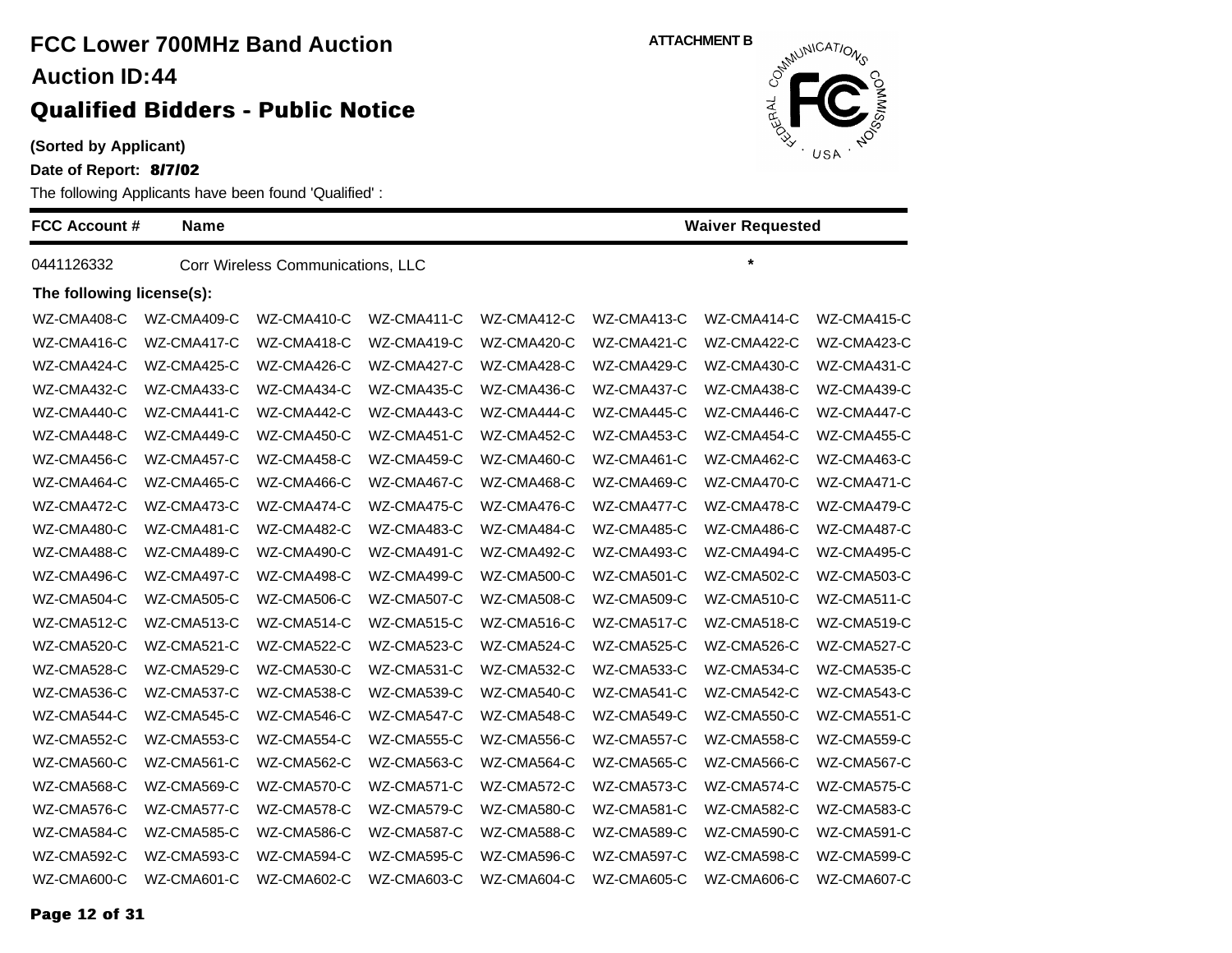# FCC Lower 700MHz Band Auction

## Auction ID:44

## Qualified Bidders - Public Notice

ATTACHMENT B

**(Sorted by Applicant)**

**Date of Report: 8/7/02**

The following Applicants have been found 'Qualified' :

| FCC Account # | Name | Waiver Requested |
|---|---|---|
| 0441126332 | Corr Wireless Communications, LLC | * |

**The following license(s):**

| | | | | | | | |
|---|---|---|---|---|---|---|---|
| WZ-CMA408-C | WZ-CMA409-C | WZ-CMA410-C | WZ-CMA411-C | WZ-CMA412-C | WZ-CMA413-C | WZ-CMA414-C | WZ-CMA415-C |
| WZ-CMA416-C | WZ-CMA417-C | WZ-CMA418-C | WZ-CMA419-C | WZ-CMA420-C | WZ-CMA421-C | WZ-CMA422-C | WZ-CMA423-C |
| WZ-CMA424-C | WZ-CMA425-C | WZ-CMA426-C | WZ-CMA427-C | WZ-CMA428-C | WZ-CMA429-C | WZ-CMA430-C | WZ-CMA431-C |
| WZ-CMA432-C | WZ-CMA433-C | WZ-CMA434-C | WZ-CMA435-C | WZ-CMA436-C | WZ-CMA437-C | WZ-CMA438-C | WZ-CMA439-C |
| WZ-CMA440-C | WZ-CMA441-C | WZ-CMA442-C | WZ-CMA443-C | WZ-CMA444-C | WZ-CMA445-C | WZ-CMA446-C | WZ-CMA447-C |
| WZ-CMA448-C | WZ-CMA449-C | WZ-CMA450-C | WZ-CMA451-C | WZ-CMA452-C | WZ-CMA453-C | WZ-CMA454-C | WZ-CMA455-C |
| WZ-CMA456-C | WZ-CMA457-C | WZ-CMA458-C | WZ-CMA459-C | WZ-CMA460-C | WZ-CMA461-C | WZ-CMA462-C | WZ-CMA463-C |
| WZ-CMA464-C | WZ-CMA465-C | WZ-CMA466-C | WZ-CMA467-C | WZ-CMA468-C | WZ-CMA469-C | WZ-CMA470-C | WZ-CMA471-C |
| WZ-CMA472-C | WZ-CMA473-C | WZ-CMA474-C | WZ-CMA475-C | WZ-CMA476-C | WZ-CMA477-C | WZ-CMA478-C | WZ-CMA479-C |
| WZ-CMA480-C | WZ-CMA481-C | WZ-CMA482-C | WZ-CMA483-C | WZ-CMA484-C | WZ-CMA485-C | WZ-CMA486-C | WZ-CMA487-C |
| WZ-CMA488-C | WZ-CMA489-C | WZ-CMA490-C | WZ-CMA491-C | WZ-CMA492-C | WZ-CMA493-C | WZ-CMA494-C | WZ-CMA495-C |
| WZ-CMA496-C | WZ-CMA497-C | WZ-CMA498-C | WZ-CMA499-C | WZ-CMA500-C | WZ-CMA501-C | WZ-CMA502-C | WZ-CMA503-C |
| WZ-CMA504-C | WZ-CMA505-C | WZ-CMA506-C | WZ-CMA507-C | WZ-CMA508-C | WZ-CMA509-C | WZ-CMA510-C | WZ-CMA511-C |
| WZ-CMA512-C | WZ-CMA513-C | WZ-CMA514-C | WZ-CMA515-C | WZ-CMA516-C | WZ-CMA517-C | WZ-CMA518-C | WZ-CMA519-C |
| WZ-CMA520-C | WZ-CMA521-C | WZ-CMA522-C | WZ-CMA523-C | WZ-CMA524-C | WZ-CMA525-C | WZ-CMA526-C | WZ-CMA527-C |
| WZ-CMA528-C | WZ-CMA529-C | WZ-CMA530-C | WZ-CMA531-C | WZ-CMA532-C | WZ-CMA533-C | WZ-CMA534-C | WZ-CMA535-C |
| WZ-CMA536-C | WZ-CMA537-C | WZ-CMA538-C | WZ-CMA539-C | WZ-CMA540-C | WZ-CMA541-C | WZ-CMA542-C | WZ-CMA543-C |
| WZ-CMA544-C | WZ-CMA545-C | WZ-CMA546-C | WZ-CMA547-C | WZ-CMA548-C | WZ-CMA549-C | WZ-CMA550-C | WZ-CMA551-C |
| WZ-CMA552-C | WZ-CMA553-C | WZ-CMA554-C | WZ-CMA555-C | WZ-CMA556-C | WZ-CMA557-C | WZ-CMA558-C | WZ-CMA559-C |
| WZ-CMA560-C | WZ-CMA561-C | WZ-CMA562-C | WZ-CMA563-C | WZ-CMA564-C | WZ-CMA565-C | WZ-CMA566-C | WZ-CMA567-C |
| WZ-CMA568-C | WZ-CMA569-C | WZ-CMA570-C | WZ-CMA571-C | WZ-CMA572-C | WZ-CMA573-C | WZ-CMA574-C | WZ-CMA575-C |
| WZ-CMA576-C | WZ-CMA577-C | WZ-CMA578-C | WZ-CMA579-C | WZ-CMA580-C | WZ-CMA581-C | WZ-CMA582-C | WZ-CMA583-C |
| WZ-CMA584-C | WZ-CMA585-C | WZ-CMA586-C | WZ-CMA587-C | WZ-CMA588-C | WZ-CMA589-C | WZ-CMA590-C | WZ-CMA591-C |
| WZ-CMA592-C | WZ-CMA593-C | WZ-CMA594-C | WZ-CMA595-C | WZ-CMA596-C | WZ-CMA597-C | WZ-CMA598-C | WZ-CMA599-C |
| WZ-CMA600-C | WZ-CMA601-C | WZ-CMA602-C | WZ-CMA603-C | WZ-CMA604-C | WZ-CMA605-C | WZ-CMA606-C | WZ-CMA607-C |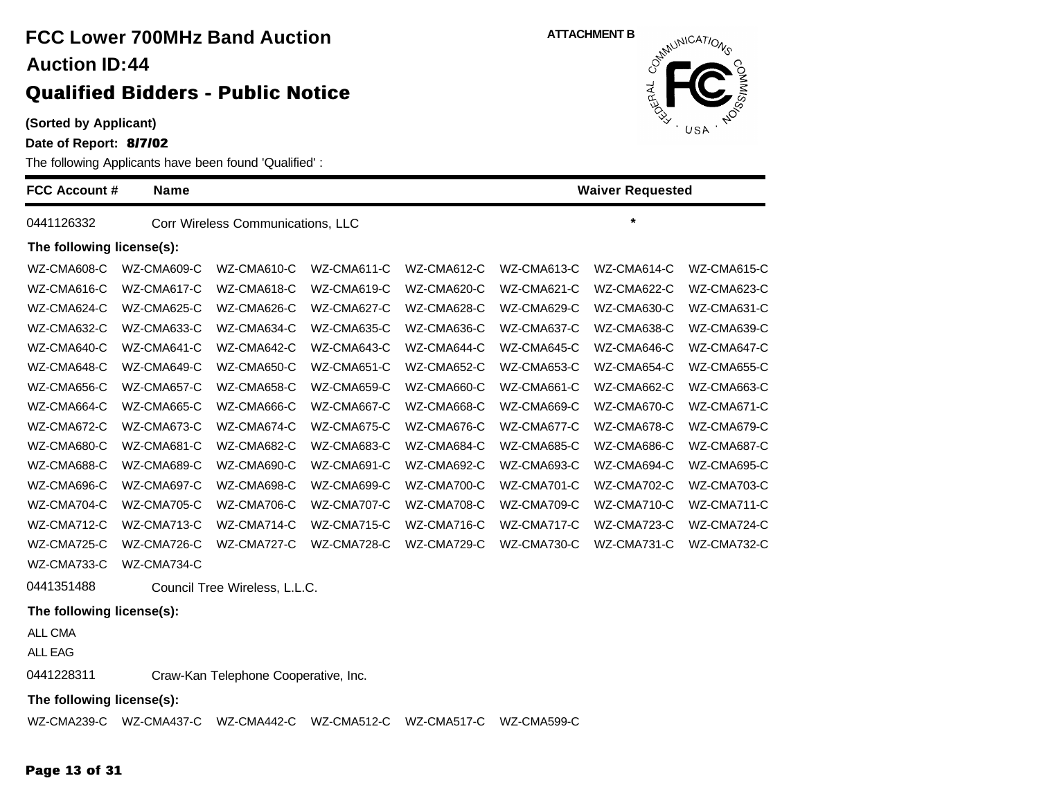# FCC Lower 700MHz Band Auction

**Auction ID:44**

## Qualified Bidders - Public Notice

**(Sorted by Applicant)**

**Date of Report: 8/7/02**

ATTACHMENT B

The following Applicants have been found 'Qualified' :

| FCC Account # | Name | Waiver Requested |
|---|---|---|
| 0441126332 | Corr Wireless Communications, LLC | * |

**The following license(s):**

| | | | | | | | |
|---|---|---|---|---|---|---|---|
| WZ-CMA608-C | WZ-CMA609-C | WZ-CMA610-C | WZ-CMA611-C | WZ-CMA612-C | WZ-CMA613-C | WZ-CMA614-C | WZ-CMA615-C |
| WZ-CMA616-C | WZ-CMA617-C | WZ-CMA618-C | WZ-CMA619-C | WZ-CMA620-C | WZ-CMA621-C | WZ-CMA622-C | WZ-CMA623-C |
| WZ-CMA624-C | WZ-CMA625-C | WZ-CMA626-C | WZ-CMA627-C | WZ-CMA628-C | WZ-CMA629-C | WZ-CMA630-C | WZ-CMA631-C |
| WZ-CMA632-C | WZ-CMA633-C | WZ-CMA634-C | WZ-CMA635-C | WZ-CMA636-C | WZ-CMA637-C | WZ-CMA638-C | WZ-CMA639-C |
| WZ-CMA640-C | WZ-CMA641-C | WZ-CMA642-C | WZ-CMA643-C | WZ-CMA644-C | WZ-CMA645-C | WZ-CMA646-C | WZ-CMA647-C |
| WZ-CMA648-C | WZ-CMA649-C | WZ-CMA650-C | WZ-CMA651-C | WZ-CMA652-C | WZ-CMA653-C | WZ-CMA654-C | WZ-CMA655-C |
| WZ-CMA656-C | WZ-CMA657-C | WZ-CMA658-C | WZ-CMA659-C | WZ-CMA660-C | WZ-CMA661-C | WZ-CMA662-C | WZ-CMA663-C |
| WZ-CMA664-C | WZ-CMA665-C | WZ-CMA666-C | WZ-CMA667-C | WZ-CMA668-C | WZ-CMA669-C | WZ-CMA670-C | WZ-CMA671-C |
| WZ-CMA672-C | WZ-CMA673-C | WZ-CMA674-C | WZ-CMA675-C | WZ-CMA676-C | WZ-CMA677-C | WZ-CMA678-C | WZ-CMA679-C |
| WZ-CMA680-C | WZ-CMA681-C | WZ-CMA682-C | WZ-CMA683-C | WZ-CMA684-C | WZ-CMA685-C | WZ-CMA686-C | WZ-CMA687-C |
| WZ-CMA688-C | WZ-CMA689-C | WZ-CMA690-C | WZ-CMA691-C | WZ-CMA692-C | WZ-CMA693-C | WZ-CMA694-C | WZ-CMA695-C |
| WZ-CMA696-C | WZ-CMA697-C | WZ-CMA698-C | WZ-CMA699-C | WZ-CMA700-C | WZ-CMA701-C | WZ-CMA702-C | WZ-CMA703-C |
| WZ-CMA704-C | WZ-CMA705-C | WZ-CMA706-C | WZ-CMA707-C | WZ-CMA708-C | WZ-CMA709-C | WZ-CMA710-C | WZ-CMA711-C |
| WZ-CMA712-C | WZ-CMA713-C | WZ-CMA714-C | WZ-CMA715-C | WZ-CMA716-C | WZ-CMA717-C | WZ-CMA723-C | WZ-CMA724-C |
| WZ-CMA725-C | WZ-CMA726-C | WZ-CMA727-C | WZ-CMA728-C | WZ-CMA729-C | WZ-CMA730-C | WZ-CMA731-C | WZ-CMA732-C |
| WZ-CMA733-C | WZ-CMA734-C | | | | | | |

| FCC Account # | Name | Waiver Requested |
|---|---|---|
| 0441351488 | Council Tree Wireless, L.L.C. | |

**The following license(s):**

ALL CMA

ALL EAG

| FCC Account # | Name | Waiver Requested |
|---|---|---|
| 0441228311 | Craw-Kan Telephone Cooperative, Inc. | |

**The following license(s):**

| | | | | | |
|---|---|---|---|---|---|
| WZ-CMA239-C | WZ-CMA437-C | WZ-CMA442-C | WZ-CMA512-C | WZ-CMA517-C | WZ-CMA599-C |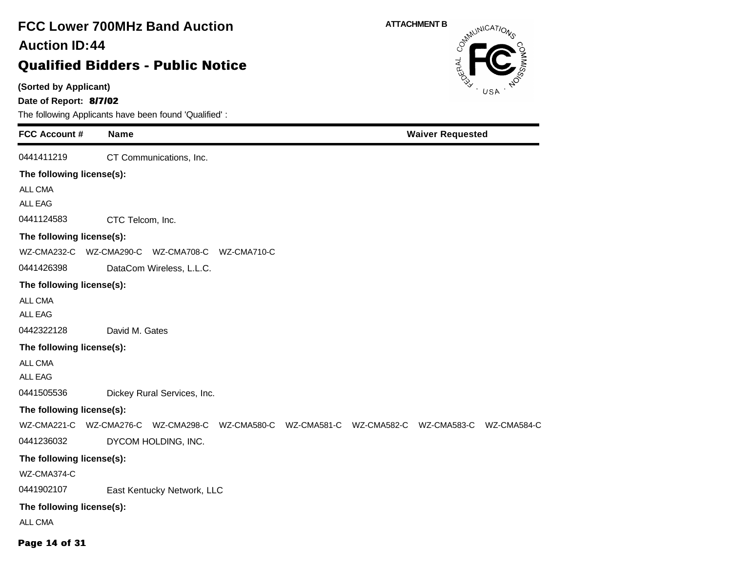# FCC Lower 700MHz Band Auction

## Auction ID:44

## Qualified Bidders - Public Notice

ATTACHMENT B

**(Sorted by Applicant)**

**Date of Report: 8/7/02**

The following Applicants have been found 'Qualified' :

| FCC Account # | Name | Waiver Requested |
|---|---|---|
| 0441411219 | CT Communications, Inc. | |

**The following license(s):**

ALL CMA
ALL EAG

| FCC Account # | Name | Waiver Requested |
|---|---|---|
| 0441124583 | CTC Telcom, Inc. | |

**The following license(s):**

WZ-CMA232-C WZ-CMA290-C WZ-CMA708-C WZ-CMA710-C

| FCC Account # | Name | Waiver Requested |
|---|---|---|
| 0441426398 | DataCom Wireless, L.L.C. | |

**The following license(s):**

ALL CMA
ALL EAG

| FCC Account # | Name | Waiver Requested |
|---|---|---|
| 0442322128 | David M. Gates | |

**The following license(s):**

ALL CMA
ALL EAG

| FCC Account # | Name | Waiver Requested |
|---|---|---|
| 0441505536 | Dickey Rural Services, Inc. | |

**The following license(s):**

WZ-CMA221-C WZ-CMA276-C WZ-CMA298-C WZ-CMA580-C WZ-CMA581-C WZ-CMA582-C WZ-CMA583-C WZ-CMA584-C

| FCC Account # | Name | Waiver Requested |
|---|---|---|
| 0441236032 | DYCOM HOLDING, INC. | |

**The following license(s):**

WZ-CMA374-C

| FCC Account # | Name | Waiver Requested |
|---|---|---|
| 0441902107 | East Kentucky Network, LLC | |

**The following license(s):**

ALL CMA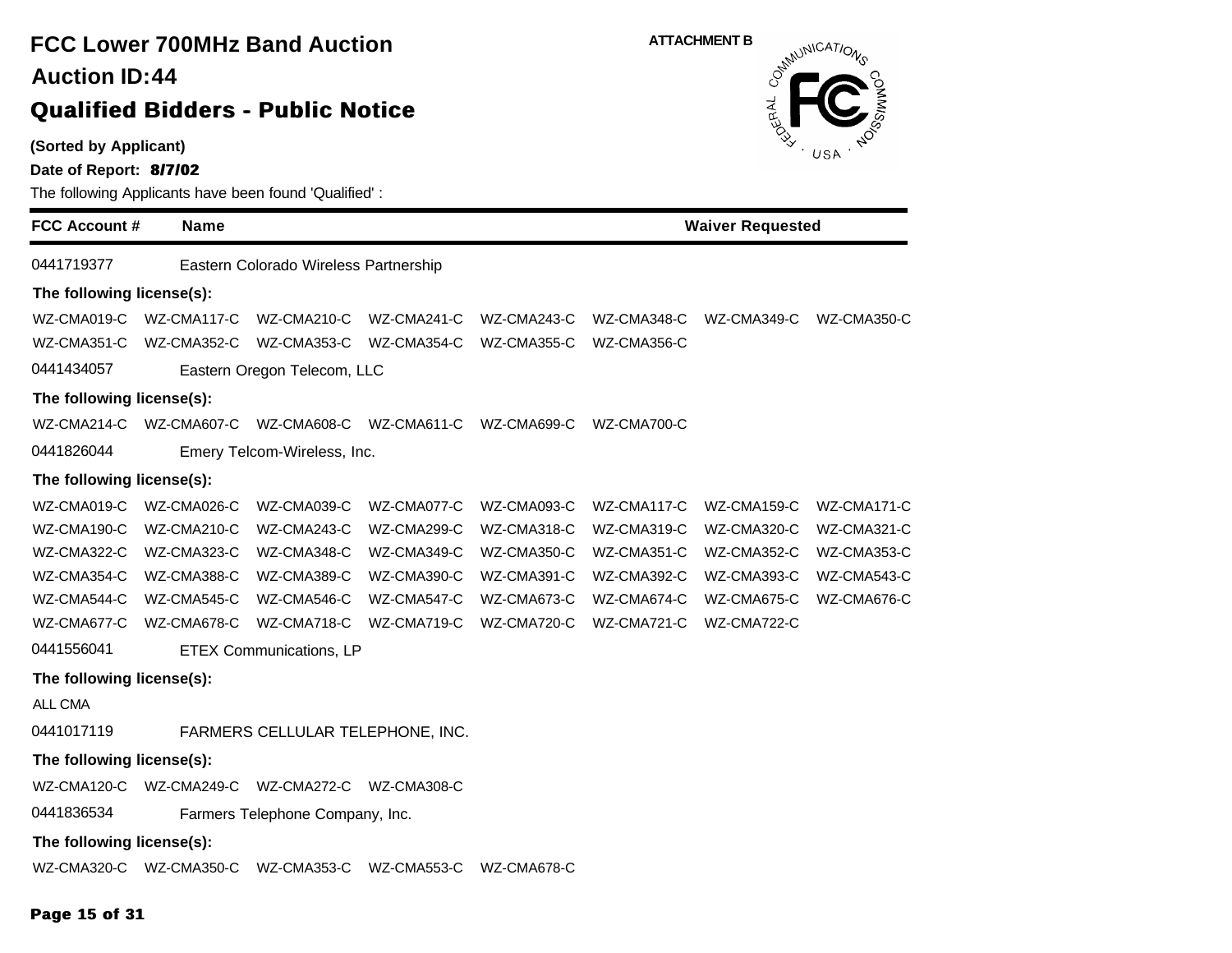# FCC Lower 700MHz Band Auction

## Auction ID:44

## Qualified Bidders - Public Notice

**(Sorted by Applicant)**

**Date of Report: 8/7/02**

The following Applicants have been found 'Qualified' :

ATTACHMENT B

| FCC Account # | Name | Waiver Requested |
|---|---|---|
| 0441719377 | Eastern Colorado Wireless Partnership | |

**The following license(s):**

WZ-CMA019-C WZ-CMA117-C WZ-CMA210-C WZ-CMA241-C WZ-CMA243-C WZ-CMA348-C WZ-CMA349-C WZ-CMA350-C
WZ-CMA351-C WZ-CMA352-C WZ-CMA353-C WZ-CMA354-C WZ-CMA355-C WZ-CMA356-C

| FCC Account # | Name | Waiver Requested |
|---|---|---|
| 0441434057 | Eastern Oregon Telecom, LLC | |

**The following license(s):**

WZ-CMA214-C WZ-CMA607-C WZ-CMA608-C WZ-CMA611-C WZ-CMA699-C WZ-CMA700-C

| FCC Account # | Name | Waiver Requested |
|---|---|---|
| 0441826044 | Emery Telcom-Wireless, Inc. | |

**The following license(s):**

WZ-CMA019-C WZ-CMA026-C WZ-CMA039-C WZ-CMA077-C WZ-CMA093-C WZ-CMA117-C WZ-CMA159-C WZ-CMA171-C
WZ-CMA190-C WZ-CMA210-C WZ-CMA243-C WZ-CMA299-C WZ-CMA318-C WZ-CMA319-C WZ-CMA320-C WZ-CMA321-C
WZ-CMA322-C WZ-CMA323-C WZ-CMA348-C WZ-CMA349-C WZ-CMA350-C WZ-CMA351-C WZ-CMA352-C WZ-CMA353-C
WZ-CMA354-C WZ-CMA388-C WZ-CMA389-C WZ-CMA390-C WZ-CMA391-C WZ-CMA392-C WZ-CMA393-C WZ-CMA543-C
WZ-CMA544-C WZ-CMA545-C WZ-CMA546-C WZ-CMA547-C WZ-CMA673-C WZ-CMA674-C WZ-CMA675-C WZ-CMA676-C
WZ-CMA677-C WZ-CMA678-C WZ-CMA718-C WZ-CMA719-C WZ-CMA720-C WZ-CMA721-C WZ-CMA722-C

| FCC Account # | Name | Waiver Requested |
|---|---|---|
| 0441556041 | ETEX Communications, LP | |

**The following license(s):**

ALL CMA

| FCC Account # | Name | Waiver Requested |
|---|---|---|
| 0441017119 | FARMERS CELLULAR TELEPHONE, INC. | |

**The following license(s):**

WZ-CMA120-C WZ-CMA249-C WZ-CMA272-C WZ-CMA308-C

| FCC Account # | Name | Waiver Requested |
|---|---|---|
| 0441836534 | Farmers Telephone Company, Inc. | |

**The following license(s):**

WZ-CMA320-C WZ-CMA350-C WZ-CMA353-C WZ-CMA553-C WZ-CMA678-C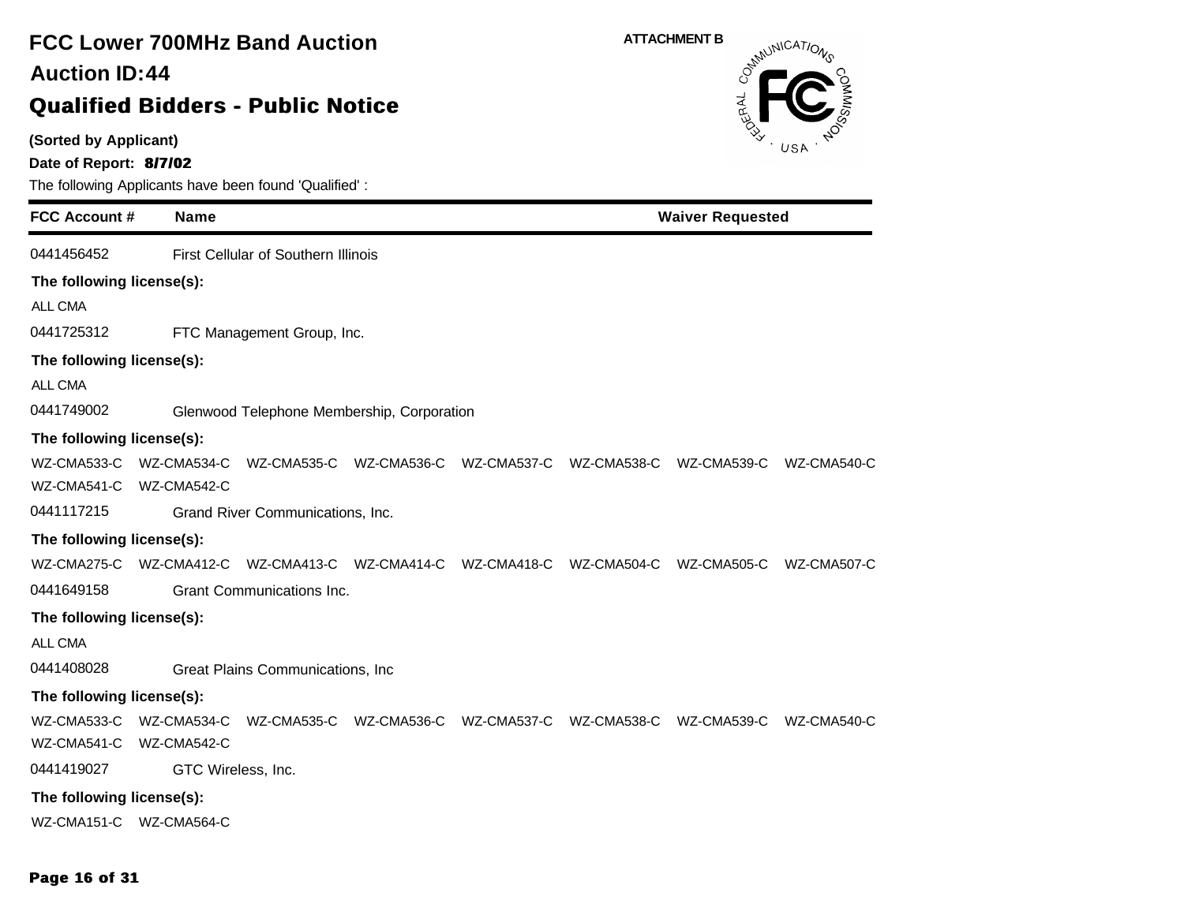# FCC Lower 700MHz Band Auction

## Auction ID:44

## Qualified Bidders - Public Notice

**(Sorted by Applicant)**

**Date of Report: 8/7/02**

The following Applicants have been found 'Qualified' :

ATTACHMENT B

| FCC Account # | Name | Waiver Requested |
|---|---|---|
| 0441456452 | First Cellular of Southern Illinois | |

**The following license(s):**

ALL CMA

| FCC Account # | Name | Waiver Requested |
|---|---|---|
| 0441725312 | FTC Management Group, Inc. | |

**The following license(s):**

ALL CMA

| FCC Account # | Name | Waiver Requested |
|---|---|---|
| 0441749002 | Glenwood Telephone Membership, Corporation | |

**The following license(s):**

WZ-CMA533-C WZ-CMA534-C WZ-CMA535-C WZ-CMA536-C WZ-CMA537-C WZ-CMA538-C WZ-CMA539-C WZ-CMA540-C
WZ-CMA541-C WZ-CMA542-C

| FCC Account # | Name | Waiver Requested |
|---|---|---|
| 0441117215 | Grand River Communications, Inc. | |

**The following license(s):**

WZ-CMA275-C WZ-CMA412-C WZ-CMA413-C WZ-CMA414-C WZ-CMA418-C WZ-CMA504-C WZ-CMA505-C WZ-CMA507-C

| FCC Account # | Name | Waiver Requested |
|---|---|---|
| 0441649158 | Grant Communications Inc. | |

**The following license(s):**

ALL CMA

| FCC Account # | Name | Waiver Requested |
|---|---|---|
| 0441408028 | Great Plains Communications, Inc | |

**The following license(s):**

WZ-CMA533-C WZ-CMA534-C WZ-CMA535-C WZ-CMA536-C WZ-CMA537-C WZ-CMA538-C WZ-CMA539-C WZ-CMA540-C
WZ-CMA541-C WZ-CMA542-C

| FCC Account # | Name | Waiver Requested |
|---|---|---|
| 0441419027 | GTC Wireless, Inc. | |

**The following license(s):**

WZ-CMA151-C WZ-CMA564-C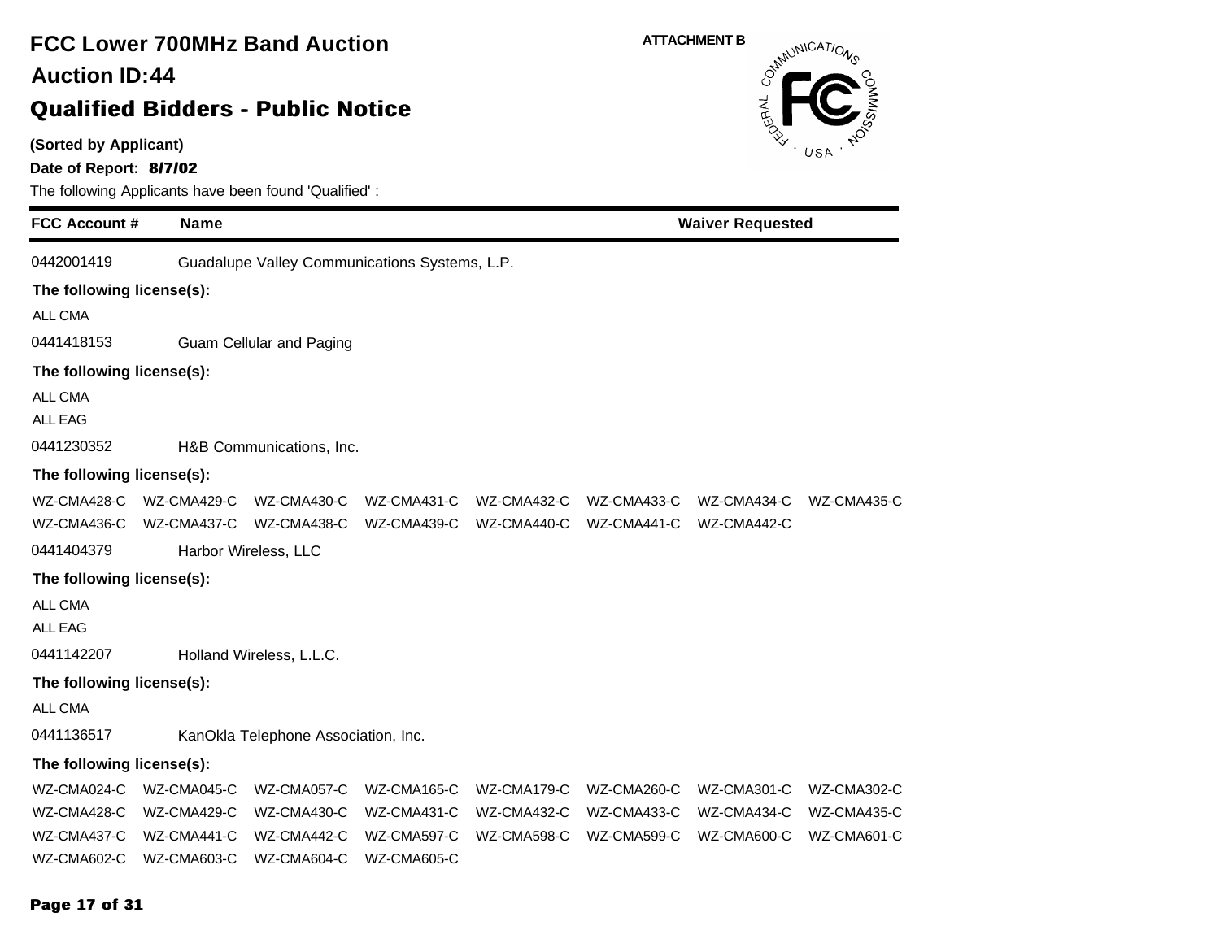# FCC Lower 700MHz Band Auction

## Auction ID:44

## Qualified Bidders - Public Notice

**ATTACHMENT B**

**(Sorted by Applicant)**

**Date of Report: 8/7/02**

The following Applicants have been found 'Qualified' :

| FCC Account # | Name | Waiver Requested |
|---|---|---|

0442001419 Guadalupe Valley Communications Systems, L.P.

**The following license(s):**

ALL CMA

0441418153 Guam Cellular and Paging

**The following license(s):**

ALL CMA
ALL EAG

0441230352 H&B Communications, Inc.

**The following license(s):**

WZ-CMA428-C WZ-CMA429-C WZ-CMA430-C WZ-CMA431-C WZ-CMA432-C WZ-CMA433-C WZ-CMA434-C WZ-CMA435-C
WZ-CMA436-C WZ-CMA437-C WZ-CMA438-C WZ-CMA439-C WZ-CMA440-C WZ-CMA441-C WZ-CMA442-C

0441404379 Harbor Wireless, LLC

**The following license(s):**

ALL CMA
ALL EAG

0441142207 Holland Wireless, L.L.C.

**The following license(s):**

ALL CMA

0441136517 KanOkla Telephone Association, Inc.

**The following license(s):**

WZ-CMA024-C WZ-CMA045-C WZ-CMA057-C WZ-CMA165-C WZ-CMA179-C WZ-CMA260-C WZ-CMA301-C WZ-CMA302-C
WZ-CMA428-C WZ-CMA429-C WZ-CMA430-C WZ-CMA431-C WZ-CMA432-C WZ-CMA433-C WZ-CMA434-C WZ-CMA435-C
WZ-CMA437-C WZ-CMA441-C WZ-CMA442-C WZ-CMA597-C WZ-CMA598-C WZ-CMA599-C WZ-CMA600-C WZ-CMA601-C
WZ-CMA602-C WZ-CMA603-C WZ-CMA604-C WZ-CMA605-C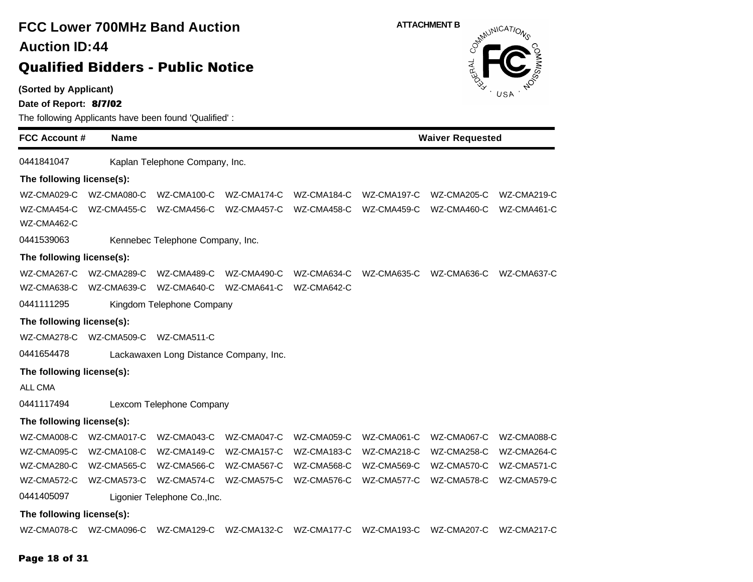# FCC Lower 700MHz Band Auction

## Auction ID:44

## Qualified Bidders - Public Notice

ATTACHMENT B

**(Sorted by Applicant)**

**Date of Report: 8/7/02**

The following Applicants have been found 'Qualified' :

| FCC Account # | Name | Waiver Requested |
|---|---|---|

0441841047 Kaplan Telephone Company, Inc.

**The following license(s):**

WZ-CMA029-C WZ-CMA080-C WZ-CMA100-C WZ-CMA174-C WZ-CMA184-C WZ-CMA197-C WZ-CMA205-C WZ-CMA219-C
WZ-CMA454-C WZ-CMA455-C WZ-CMA456-C WZ-CMA457-C WZ-CMA458-C WZ-CMA459-C WZ-CMA460-C WZ-CMA461-C
WZ-CMA462-C

0441539063 Kennebec Telephone Company, Inc.

**The following license(s):**

WZ-CMA267-C WZ-CMA289-C WZ-CMA489-C WZ-CMA490-C WZ-CMA634-C WZ-CMA635-C WZ-CMA636-C WZ-CMA637-C
WZ-CMA638-C WZ-CMA639-C WZ-CMA640-C WZ-CMA641-C WZ-CMA642-C

0441111295 Kingdom Telephone Company

**The following license(s):**

WZ-CMA278-C WZ-CMA509-C WZ-CMA511-C

0441654478 Lackawaxen Long Distance Company, Inc.

**The following license(s):**

ALL CMA

0441117494 Lexcom Telephone Company

**The following license(s):**

WZ-CMA008-C WZ-CMA017-C WZ-CMA043-C WZ-CMA047-C WZ-CMA059-C WZ-CMA061-C WZ-CMA067-C WZ-CMA088-C
WZ-CMA095-C WZ-CMA108-C WZ-CMA149-C WZ-CMA157-C WZ-CMA183-C WZ-CMA218-C WZ-CMA258-C WZ-CMA264-C
WZ-CMA280-C WZ-CMA565-C WZ-CMA566-C WZ-CMA567-C WZ-CMA568-C WZ-CMA569-C WZ-CMA570-C WZ-CMA571-C
WZ-CMA572-C WZ-CMA573-C WZ-CMA574-C WZ-CMA575-C WZ-CMA576-C WZ-CMA577-C WZ-CMA578-C WZ-CMA579-C

0441405097 Ligonier Telephone Co.,Inc.

**The following license(s):**

WZ-CMA078-C WZ-CMA096-C WZ-CMA129-C WZ-CMA132-C WZ-CMA177-C WZ-CMA193-C WZ-CMA207-C WZ-CMA217-C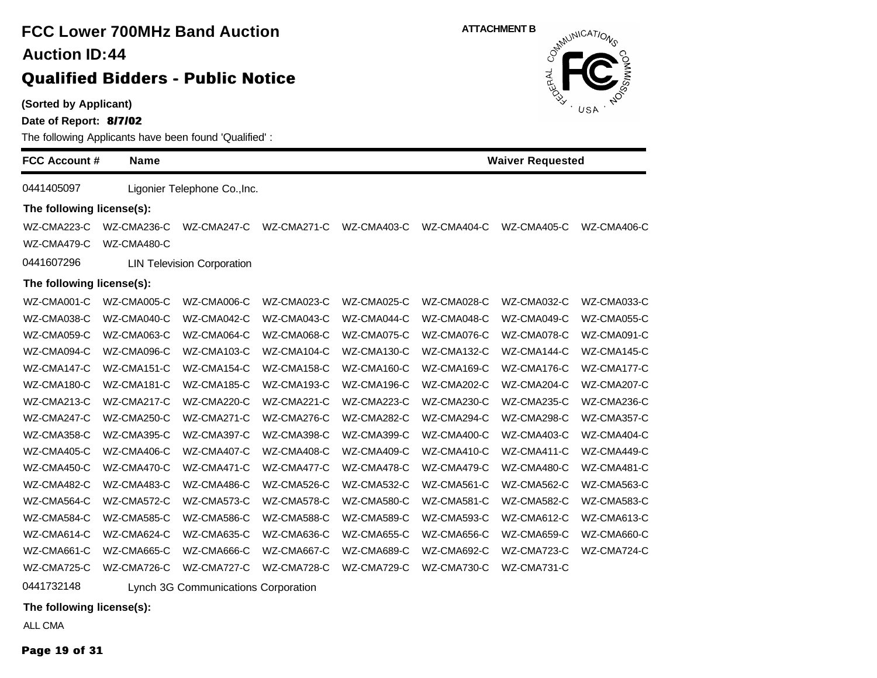# FCC Lower 700MHz Band Auction

## Auction ID:44

## Qualified Bidders - Public Notice

ATTACHMENT B

**(Sorted by Applicant)**

**Date of Report: 8/7/02**

The following Applicants have been found 'Qualified' :

| FCC Account # | Name | Waiver Requested |
|---|---|---|

0441405097 Ligonier Telephone Co.,Inc.

**The following license(s):**

WZ-CMA223-C WZ-CMA236-C WZ-CMA247-C WZ-CMA271-C WZ-CMA403-C WZ-CMA404-C WZ-CMA405-C WZ-CMA406-C
WZ-CMA479-C WZ-CMA480-C

0441607296 LIN Television Corporation

**The following license(s):**

WZ-CMA001-C WZ-CMA005-C WZ-CMA006-C WZ-CMA023-C WZ-CMA025-C WZ-CMA028-C WZ-CMA032-C WZ-CMA033-C
WZ-CMA038-C WZ-CMA040-C WZ-CMA042-C WZ-CMA043-C WZ-CMA044-C WZ-CMA048-C WZ-CMA049-C WZ-CMA055-C
WZ-CMA059-C WZ-CMA063-C WZ-CMA064-C WZ-CMA068-C WZ-CMA075-C WZ-CMA076-C WZ-CMA078-C WZ-CMA091-C
WZ-CMA094-C WZ-CMA096-C WZ-CMA103-C WZ-CMA104-C WZ-CMA130-C WZ-CMA132-C WZ-CMA144-C WZ-CMA145-C
WZ-CMA147-C WZ-CMA151-C WZ-CMA154-C WZ-CMA158-C WZ-CMA160-C WZ-CMA169-C WZ-CMA176-C WZ-CMA177-C
WZ-CMA180-C WZ-CMA181-C WZ-CMA185-C WZ-CMA193-C WZ-CMA196-C WZ-CMA202-C WZ-CMA204-C WZ-CMA207-C
WZ-CMA213-C WZ-CMA217-C WZ-CMA220-C WZ-CMA221-C WZ-CMA223-C WZ-CMA230-C WZ-CMA235-C WZ-CMA236-C
WZ-CMA247-C WZ-CMA250-C WZ-CMA271-C WZ-CMA276-C WZ-CMA282-C WZ-CMA294-C WZ-CMA298-C WZ-CMA357-C
WZ-CMA358-C WZ-CMA395-C WZ-CMA397-C WZ-CMA398-C WZ-CMA399-C WZ-CMA400-C WZ-CMA403-C WZ-CMA404-C
WZ-CMA405-C WZ-CMA406-C WZ-CMA407-C WZ-CMA408-C WZ-CMA409-C WZ-CMA410-C WZ-CMA411-C WZ-CMA449-C
WZ-CMA450-C WZ-CMA470-C WZ-CMA471-C WZ-CMA477-C WZ-CMA478-C WZ-CMA479-C WZ-CMA480-C WZ-CMA481-C
WZ-CMA482-C WZ-CMA483-C WZ-CMA486-C WZ-CMA526-C WZ-CMA532-C WZ-CMA561-C WZ-CMA562-C WZ-CMA563-C
WZ-CMA564-C WZ-CMA572-C WZ-CMA573-C WZ-CMA578-C WZ-CMA580-C WZ-CMA581-C WZ-CMA582-C WZ-CMA583-C
WZ-CMA584-C WZ-CMA585-C WZ-CMA586-C WZ-CMA588-C WZ-CMA589-C WZ-CMA593-C WZ-CMA612-C WZ-CMA613-C
WZ-CMA614-C WZ-CMA624-C WZ-CMA635-C WZ-CMA636-C WZ-CMA655-C WZ-CMA656-C WZ-CMA659-C WZ-CMA660-C
WZ-CMA661-C WZ-CMA665-C WZ-CMA666-C WZ-CMA667-C WZ-CMA689-C WZ-CMA692-C WZ-CMA723-C WZ-CMA724-C
WZ-CMA725-C WZ-CMA726-C WZ-CMA727-C WZ-CMA728-C WZ-CMA729-C WZ-CMA730-C WZ-CMA731-C

0441732148 Lynch 3G Communications Corporation

**The following license(s):**

ALL CMA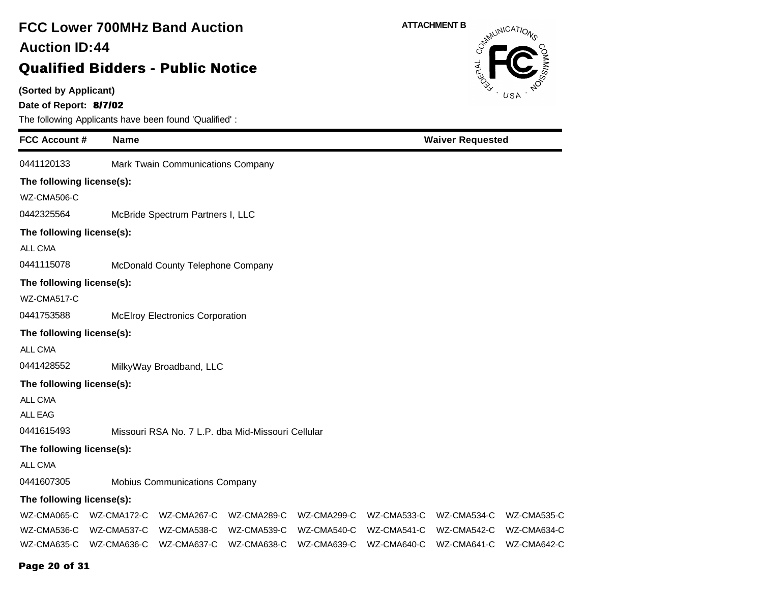# FCC Lower 700MHz Band Auction

## Auction ID:44

## Qualified Bidders - Public Notice

ATTACHMENT B

**(Sorted by Applicant)**

**Date of Report: 8/7/02**

The following Applicants have been found 'Qualified' :

| FCC Account # | Name | Waiver Requested |
|---|---|---|
| 0441120133 | Mark Twain Communications Company | |

**The following license(s):**

WZ-CMA506-C

| FCC Account # | Name | Waiver Requested |
|---|---|---|
| 0442325564 | McBride Spectrum Partners I, LLC | |

**The following license(s):**

ALL CMA

| FCC Account # | Name | Waiver Requested |
|---|---|---|
| 0441115078 | McDonald County Telephone Company | |

**The following license(s):**

WZ-CMA517-C

| FCC Account # | Name | Waiver Requested |
|---|---|---|
| 0441753588 | McElroy Electronics Corporation | |

**The following license(s):**

ALL CMA

| FCC Account # | Name | Waiver Requested |
|---|---|---|
| 0441428552 | MilkyWay Broadband, LLC | |

**The following license(s):**

ALL CMA

ALL EAG

| FCC Account # | Name | Waiver Requested |
|---|---|---|
| 0441615493 | Missouri RSA No. 7 L.P. dba Mid-Missouri Cellular | |

**The following license(s):**

ALL CMA

| FCC Account # | Name | Waiver Requested |
|---|---|---|
| 0441607305 | Mobius Communications Company | |

**The following license(s):**

WZ-CMA065-C WZ-CMA172-C WZ-CMA267-C WZ-CMA289-C WZ-CMA299-C WZ-CMA533-C WZ-CMA534-C WZ-CMA535-C
WZ-CMA536-C WZ-CMA537-C WZ-CMA538-C WZ-CMA539-C WZ-CMA540-C WZ-CMA541-C WZ-CMA542-C WZ-CMA634-C
WZ-CMA635-C WZ-CMA636-C WZ-CMA637-C WZ-CMA638-C WZ-CMA639-C WZ-CMA640-C WZ-CMA641-C WZ-CMA642-C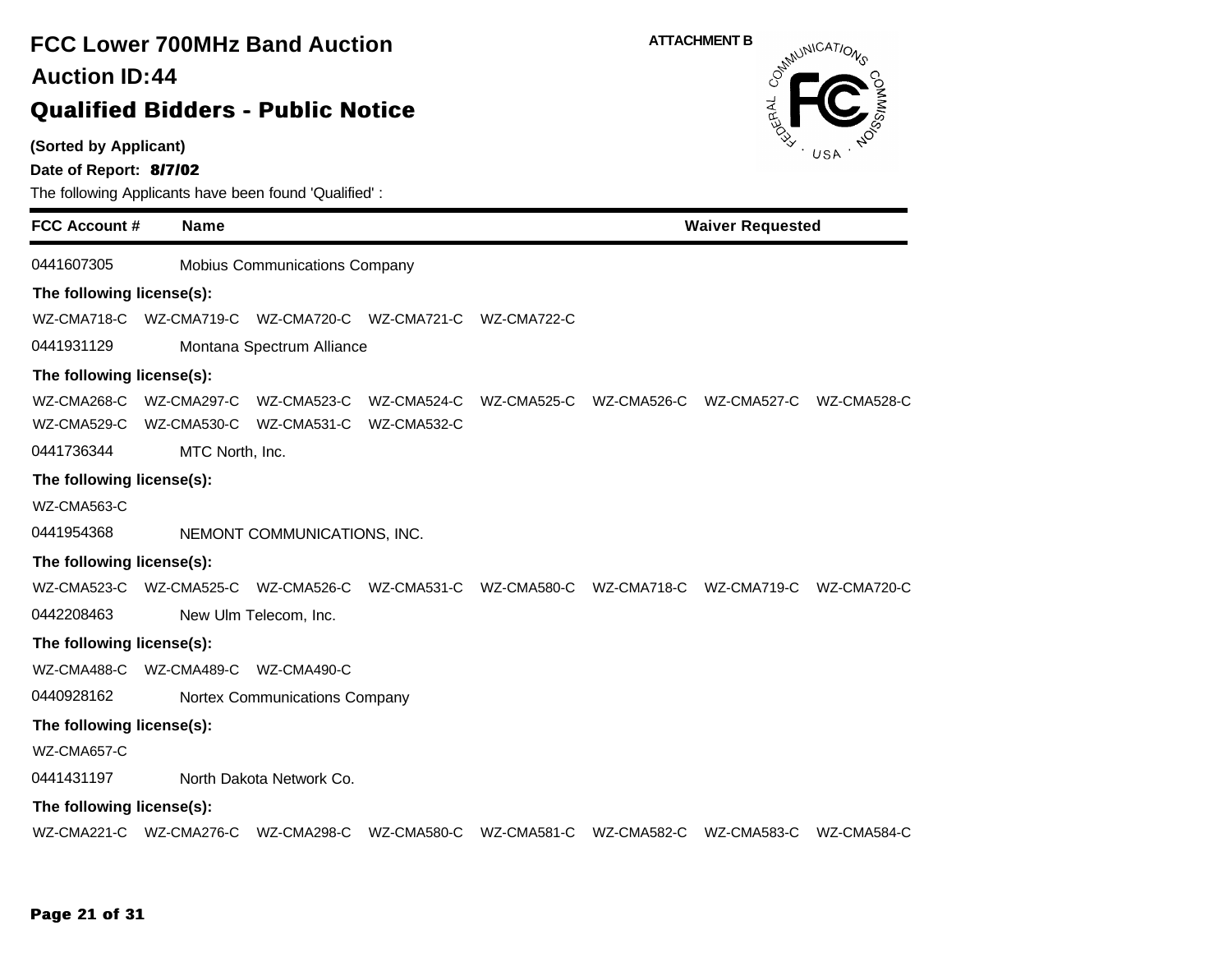# FCC Lower 700MHz Band Auction

## Auction ID:44

## Qualified Bidders - Public Notice

ATTACHMENT B

**(Sorted by Applicant)**

**Date of Report: 8/7/02**

The following Applicants have been found 'Qualified' :

| FCC Account # | Name | Waiver Requested |
|---|---|---|
| 0441607305 | Mobius Communications Company | |

**The following license(s):**

WZ-CMA718-C WZ-CMA719-C WZ-CMA720-C WZ-CMA721-C WZ-CMA722-C

| FCC Account # | Name | Waiver Requested |
|---|---|---|
| 0441931129 | Montana Spectrum Alliance | |

**The following license(s):**

WZ-CMA268-C WZ-CMA297-C WZ-CMA523-C WZ-CMA524-C WZ-CMA525-C WZ-CMA526-C WZ-CMA527-C WZ-CMA528-C
WZ-CMA529-C WZ-CMA530-C WZ-CMA531-C WZ-CMA532-C

| FCC Account # | Name | Waiver Requested |
|---|---|---|
| 0441736344 | MTC North, Inc. | |

**The following license(s):**

WZ-CMA563-C

| FCC Account # | Name | Waiver Requested |
|---|---|---|
| 0441954368 | NEMONT COMMUNICATIONS, INC. | |

**The following license(s):**

WZ-CMA523-C WZ-CMA525-C WZ-CMA526-C WZ-CMA531-C WZ-CMA580-C WZ-CMA718-C WZ-CMA719-C WZ-CMA720-C

| FCC Account # | Name | Waiver Requested |
|---|---|---|
| 0442208463 | New Ulm Telecom, Inc. | |

**The following license(s):**

WZ-CMA488-C WZ-CMA489-C WZ-CMA490-C

| FCC Account # | Name | Waiver Requested |
|---|---|---|
| 0440928162 | Nortex Communications Company | |

**The following license(s):**

WZ-CMA657-C

| FCC Account # | Name | Waiver Requested |
|---|---|---|
| 0441431197 | North Dakota Network Co. | |

**The following license(s):**

WZ-CMA221-C WZ-CMA276-C WZ-CMA298-C WZ-CMA580-C WZ-CMA581-C WZ-CMA582-C WZ-CMA583-C WZ-CMA584-C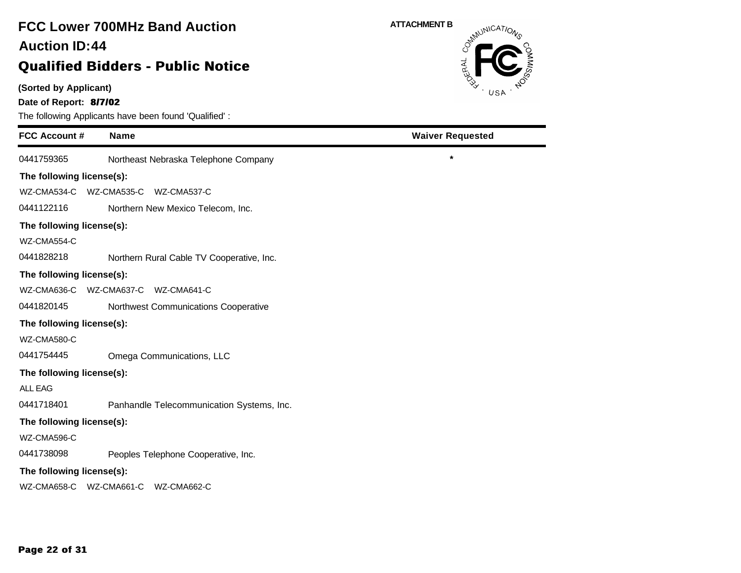# FCC Lower 700MHz Band Auction

## Auction ID:44

## Qualified Bidders - Public Notice

ATTACHMENT B

**(Sorted by Applicant)**

**Date of Report: 8/7/02**

The following Applicants have been found 'Qualified' :

| FCC Account # | Name | Waiver Requested |
|---|---|---|
| 0441759365 | Northeast Nebraska Telephone Company | * |
| **The following license(s):** | | |
| WZ-CMA534-C WZ-CMA535-C WZ-CMA537-C | | |
| 0441122116 | Northern New Mexico Telecom, Inc. | |
| **The following license(s):** | | |
| WZ-CMA554-C | | |
| 0441828218 | Northern Rural Cable TV Cooperative, Inc. | |
| **The following license(s):** | | |
| WZ-CMA636-C WZ-CMA637-C WZ-CMA641-C | | |
| 0441820145 | Northwest Communications Cooperative | |
| **The following license(s):** | | |
| WZ-CMA580-C | | |
| 0441754445 | Omega Communications, LLC | |
| **The following license(s):** | | |
| ALL EAG | | |
| 0441718401 | Panhandle Telecommunication Systems, Inc. | |
| **The following license(s):** | | |
| WZ-CMA596-C | | |
| 0441738098 | Peoples Telephone Cooperative, Inc. | |
| **The following license(s):** | | |
| WZ-CMA658-C WZ-CMA661-C WZ-CMA662-C | | |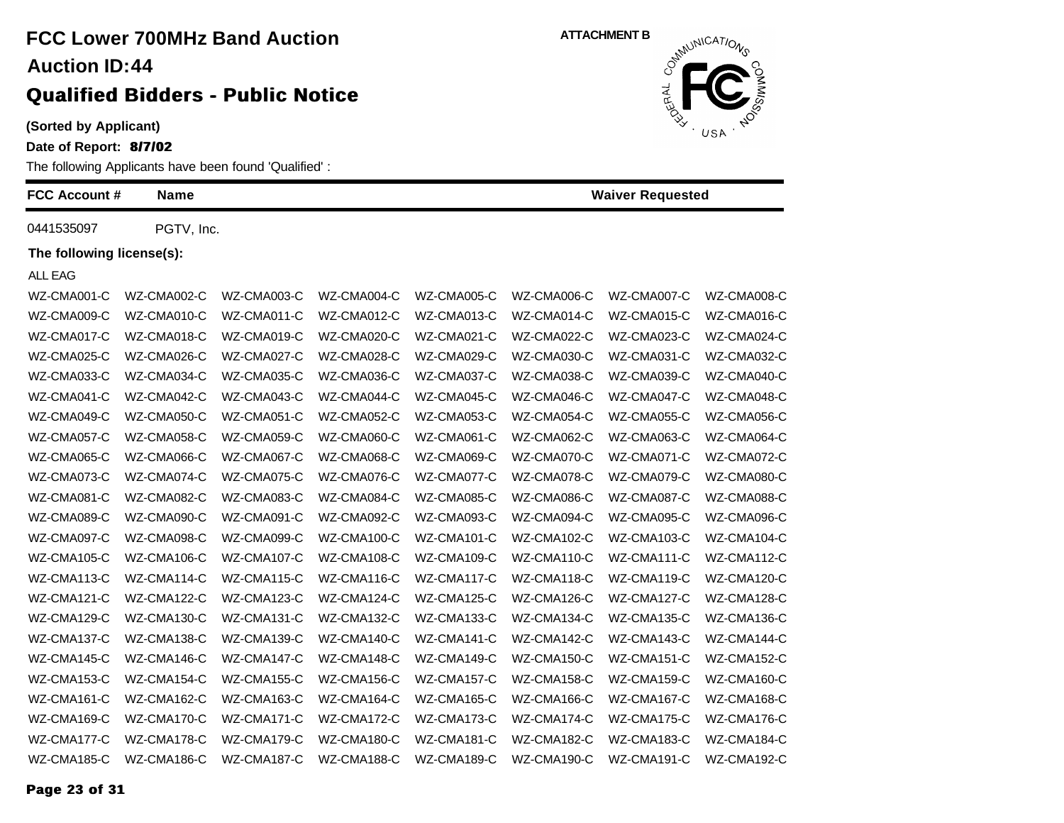# FCC Lower 700MHz Band Auction

## Auction ID:44

## Qualified Bidders - Public Notice

ATTACHMENT B

**(Sorted by Applicant)**

**Date of Report: 8/7/02**

The following Applicants have been found 'Qualified' :

| FCC Account # | Name | Waiver Requested |
|---|---|---|
| 0441535097 | PGTV, Inc. | |

**The following license(s):**

ALL EAG

| | | | | | | | |
|---|---|---|---|---|---|---|---|
| WZ-CMA001-C | WZ-CMA002-C | WZ-CMA003-C | WZ-CMA004-C | WZ-CMA005-C | WZ-CMA006-C | WZ-CMA007-C | WZ-CMA008-C |
| WZ-CMA009-C | WZ-CMA010-C | WZ-CMA011-C | WZ-CMA012-C | WZ-CMA013-C | WZ-CMA014-C | WZ-CMA015-C | WZ-CMA016-C |
| WZ-CMA017-C | WZ-CMA018-C | WZ-CMA019-C | WZ-CMA020-C | WZ-CMA021-C | WZ-CMA022-C | WZ-CMA023-C | WZ-CMA024-C |
| WZ-CMA025-C | WZ-CMA026-C | WZ-CMA027-C | WZ-CMA028-C | WZ-CMA029-C | WZ-CMA030-C | WZ-CMA031-C | WZ-CMA032-C |
| WZ-CMA033-C | WZ-CMA034-C | WZ-CMA035-C | WZ-CMA036-C | WZ-CMA037-C | WZ-CMA038-C | WZ-CMA039-C | WZ-CMA040-C |
| WZ-CMA041-C | WZ-CMA042-C | WZ-CMA043-C | WZ-CMA044-C | WZ-CMA045-C | WZ-CMA046-C | WZ-CMA047-C | WZ-CMA048-C |
| WZ-CMA049-C | WZ-CMA050-C | WZ-CMA051-C | WZ-CMA052-C | WZ-CMA053-C | WZ-CMA054-C | WZ-CMA055-C | WZ-CMA056-C |
| WZ-CMA057-C | WZ-CMA058-C | WZ-CMA059-C | WZ-CMA060-C | WZ-CMA061-C | WZ-CMA062-C | WZ-CMA063-C | WZ-CMA064-C |
| WZ-CMA065-C | WZ-CMA066-C | WZ-CMA067-C | WZ-CMA068-C | WZ-CMA069-C | WZ-CMA070-C | WZ-CMA071-C | WZ-CMA072-C |
| WZ-CMA073-C | WZ-CMA074-C | WZ-CMA075-C | WZ-CMA076-C | WZ-CMA077-C | WZ-CMA078-C | WZ-CMA079-C | WZ-CMA080-C |
| WZ-CMA081-C | WZ-CMA082-C | WZ-CMA083-C | WZ-CMA084-C | WZ-CMA085-C | WZ-CMA086-C | WZ-CMA087-C | WZ-CMA088-C |
| WZ-CMA089-C | WZ-CMA090-C | WZ-CMA091-C | WZ-CMA092-C | WZ-CMA093-C | WZ-CMA094-C | WZ-CMA095-C | WZ-CMA096-C |
| WZ-CMA097-C | WZ-CMA098-C | WZ-CMA099-C | WZ-CMA100-C | WZ-CMA101-C | WZ-CMA102-C | WZ-CMA103-C | WZ-CMA104-C |
| WZ-CMA105-C | WZ-CMA106-C | WZ-CMA107-C | WZ-CMA108-C | WZ-CMA109-C | WZ-CMA110-C | WZ-CMA111-C | WZ-CMA112-C |
| WZ-CMA113-C | WZ-CMA114-C | WZ-CMA115-C | WZ-CMA116-C | WZ-CMA117-C | WZ-CMA118-C | WZ-CMA119-C | WZ-CMA120-C |
| WZ-CMA121-C | WZ-CMA122-C | WZ-CMA123-C | WZ-CMA124-C | WZ-CMA125-C | WZ-CMA126-C | WZ-CMA127-C | WZ-CMA128-C |
| WZ-CMA129-C | WZ-CMA130-C | WZ-CMA131-C | WZ-CMA132-C | WZ-CMA133-C | WZ-CMA134-C | WZ-CMA135-C | WZ-CMA136-C |
| WZ-CMA137-C | WZ-CMA138-C | WZ-CMA139-C | WZ-CMA140-C | WZ-CMA141-C | WZ-CMA142-C | WZ-CMA143-C | WZ-CMA144-C |
| WZ-CMA145-C | WZ-CMA146-C | WZ-CMA147-C | WZ-CMA148-C | WZ-CMA149-C | WZ-CMA150-C | WZ-CMA151-C | WZ-CMA152-C |
| WZ-CMA153-C | WZ-CMA154-C | WZ-CMA155-C | WZ-CMA156-C | WZ-CMA157-C | WZ-CMA158-C | WZ-CMA159-C | WZ-CMA160-C |
| WZ-CMA161-C | WZ-CMA162-C | WZ-CMA163-C | WZ-CMA164-C | WZ-CMA165-C | WZ-CMA166-C | WZ-CMA167-C | WZ-CMA168-C |
| WZ-CMA169-C | WZ-CMA170-C | WZ-CMA171-C | WZ-CMA172-C | WZ-CMA173-C | WZ-CMA174-C | WZ-CMA175-C | WZ-CMA176-C |
| WZ-CMA177-C | WZ-CMA178-C | WZ-CMA179-C | WZ-CMA180-C | WZ-CMA181-C | WZ-CMA182-C | WZ-CMA183-C | WZ-CMA184-C |
| WZ-CMA185-C | WZ-CMA186-C | WZ-CMA187-C | WZ-CMA188-C | WZ-CMA189-C | WZ-CMA190-C | WZ-CMA191-C | WZ-CMA192-C |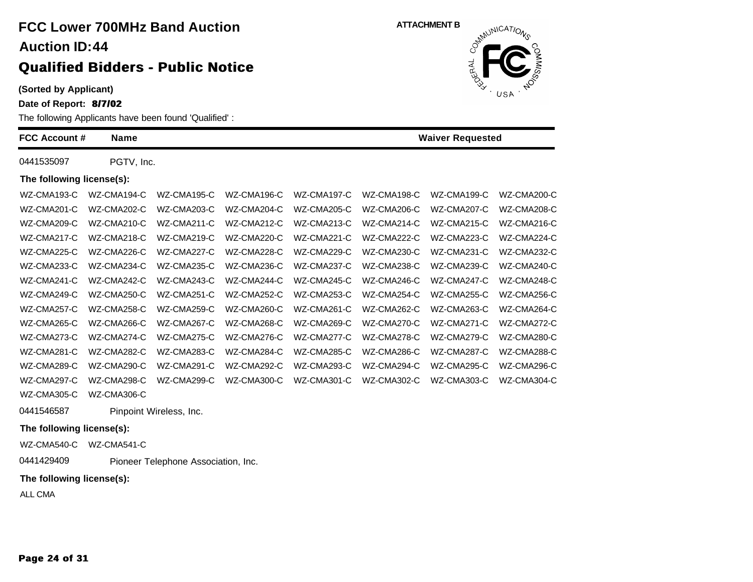# FCC Lower 700MHz Band Auction

## Auction ID:44

ATTACHMENT B

## Qualified Bidders - Public Notice

**(Sorted by Applicant)**

**Date of Report: 8/7/02**

The following Applicants have been found 'Qualified' :

| FCC Account # | Name | Waiver Requested |
|---|---|---|
| 0441535097 | PGTV, Inc. | |

**The following license(s):**

WZ-CMA193-C WZ-CMA194-C WZ-CMA195-C WZ-CMA196-C WZ-CMA197-C WZ-CMA198-C WZ-CMA199-C WZ-CMA200-C
WZ-CMA201-C WZ-CMA202-C WZ-CMA203-C WZ-CMA204-C WZ-CMA205-C WZ-CMA206-C WZ-CMA207-C WZ-CMA208-C
WZ-CMA209-C WZ-CMA210-C WZ-CMA211-C WZ-CMA212-C WZ-CMA213-C WZ-CMA214-C WZ-CMA215-C WZ-CMA216-C
WZ-CMA217-C WZ-CMA218-C WZ-CMA219-C WZ-CMA220-C WZ-CMA221-C WZ-CMA222-C WZ-CMA223-C WZ-CMA224-C
WZ-CMA225-C WZ-CMA226-C WZ-CMA227-C WZ-CMA228-C WZ-CMA229-C WZ-CMA230-C WZ-CMA231-C WZ-CMA232-C
WZ-CMA233-C WZ-CMA234-C WZ-CMA235-C WZ-CMA236-C WZ-CMA237-C WZ-CMA238-C WZ-CMA239-C WZ-CMA240-C
WZ-CMA241-C WZ-CMA242-C WZ-CMA243-C WZ-CMA244-C WZ-CMA245-C WZ-CMA246-C WZ-CMA247-C WZ-CMA248-C
WZ-CMA249-C WZ-CMA250-C WZ-CMA251-C WZ-CMA252-C WZ-CMA253-C WZ-CMA254-C WZ-CMA255-C WZ-CMA256-C
WZ-CMA257-C WZ-CMA258-C WZ-CMA259-C WZ-CMA260-C WZ-CMA261-C WZ-CMA262-C WZ-CMA263-C WZ-CMA264-C
WZ-CMA265-C WZ-CMA266-C WZ-CMA267-C WZ-CMA268-C WZ-CMA269-C WZ-CMA270-C WZ-CMA271-C WZ-CMA272-C
WZ-CMA273-C WZ-CMA274-C WZ-CMA275-C WZ-CMA276-C WZ-CMA277-C WZ-CMA278-C WZ-CMA279-C WZ-CMA280-C
WZ-CMA281-C WZ-CMA282-C WZ-CMA283-C WZ-CMA284-C WZ-CMA285-C WZ-CMA286-C WZ-CMA287-C WZ-CMA288-C
WZ-CMA289-C WZ-CMA290-C WZ-CMA291-C WZ-CMA292-C WZ-CMA293-C WZ-CMA294-C WZ-CMA295-C WZ-CMA296-C
WZ-CMA297-C WZ-CMA298-C WZ-CMA299-C WZ-CMA300-C WZ-CMA301-C WZ-CMA302-C WZ-CMA303-C WZ-CMA304-C
WZ-CMA305-C WZ-CMA306-C

| FCC Account # | Name | Waiver Requested |
|---|---|---|
| 0441546587 | Pinpoint Wireless, Inc. | |

**The following license(s):**

WZ-CMA540-C WZ-CMA541-C

| FCC Account # | Name | Waiver Requested |
|---|---|---|
| 0441429409 | Pioneer Telephone Association, Inc. | |

**The following license(s):**

ALL CMA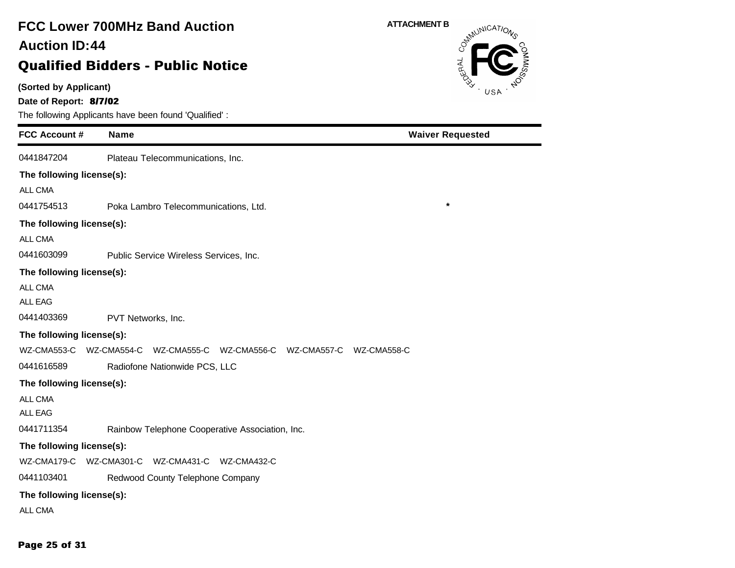# FCC Lower 700MHz Band Auction

## Auction ID:44

## Qualified Bidders - Public Notice

ATTACHMENT B

**(Sorted by Applicant)**

**Date of Report: 8/7/02**

The following Applicants have been found 'Qualified' :

| FCC Account # | Name | Waiver Requested |
|---|---|---|
| 0441847204 | Plateau Telecommunications, Inc. | |

**The following license(s):**

ALL CMA

| FCC Account # | Name | Waiver Requested |
|---|---|---|
| 0441754513 | Poka Lambro Telecommunications, Ltd. | * |

**The following license(s):**

ALL CMA

| FCC Account # | Name | Waiver Requested |
|---|---|---|
| 0441603099 | Public Service Wireless Services, Inc. | |

**The following license(s):**

ALL CMA

ALL EAG

| FCC Account # | Name | Waiver Requested |
|---|---|---|
| 0441403369 | PVT Networks, Inc. | |

**The following license(s):**

WZ-CMA553-C WZ-CMA554-C WZ-CMA555-C WZ-CMA556-C WZ-CMA557-C WZ-CMA558-C

| FCC Account # | Name | Waiver Requested |
|---|---|---|
| 0441616589 | Radiofone Nationwide PCS, LLC | |

**The following license(s):**

ALL CMA

ALL EAG

| FCC Account # | Name | Waiver Requested |
|---|---|---|
| 0441711354 | Rainbow Telephone Cooperative Association, Inc. | |

**The following license(s):**

WZ-CMA179-C WZ-CMA301-C WZ-CMA431-C WZ-CMA432-C

| FCC Account # | Name | Waiver Requested |
|---|---|---|
| 0441103401 | Redwood County Telephone Company | |

**The following license(s):**

ALL CMA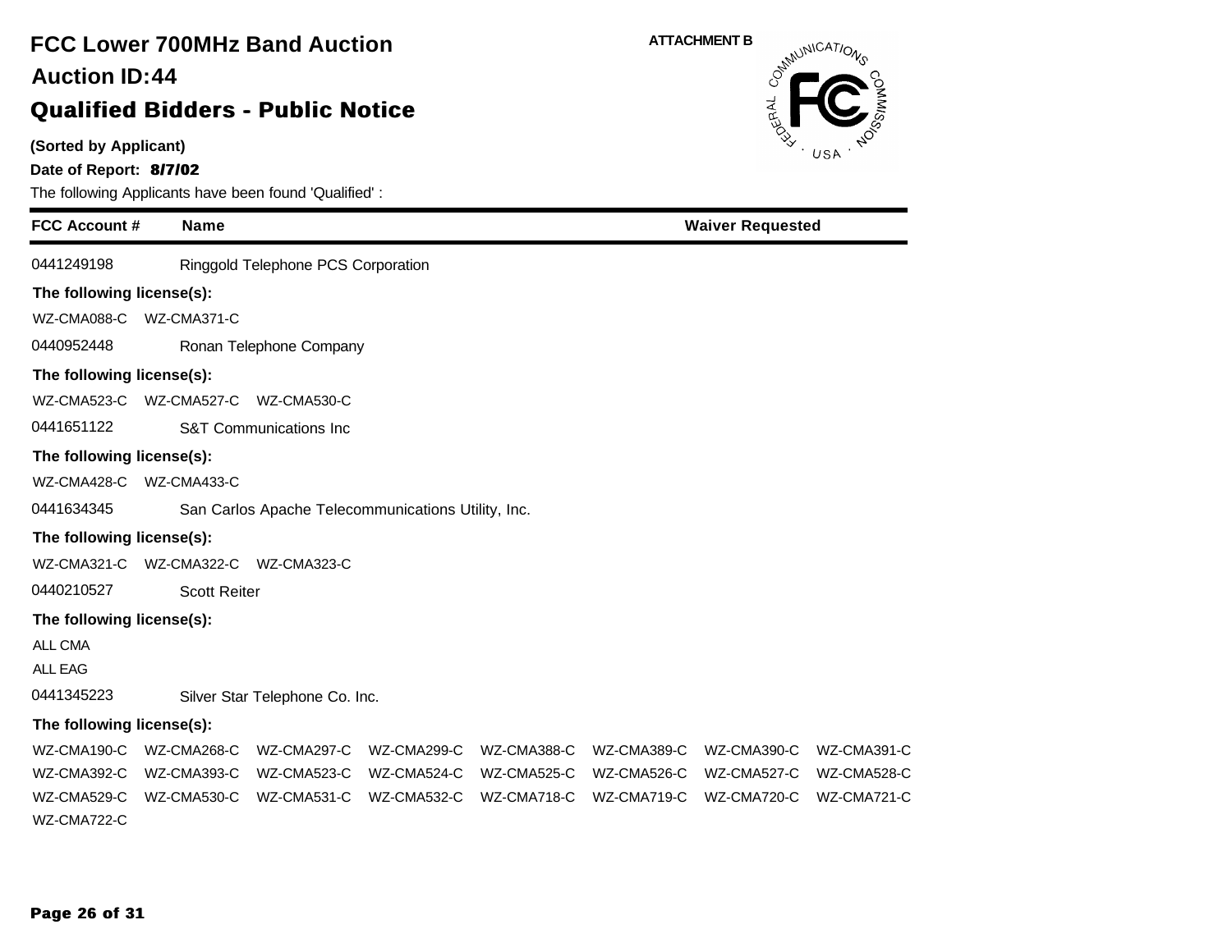# FCC Lower 700MHz Band Auction

## Auction ID:44

## Qualified Bidders - Public Notice

**(Sorted by Applicant)**

**Date of Report: 8/7/02**

ATTACHMENT B

The following Applicants have been found 'Qualified' :

| FCC Account # | Name | Waiver Requested |
|---|---|---|
| 0441249198 | Ringgold Telephone PCS Corporation | |

**The following license(s):**

WZ-CMA088-C WZ-CMA371-C

| FCC Account # | Name | Waiver Requested |
|---|---|---|
| 0440952448 | Ronan Telephone Company | |

**The following license(s):**

WZ-CMA523-C WZ-CMA527-C WZ-CMA530-C

| FCC Account # | Name | Waiver Requested |
|---|---|---|
| 0441651122 | S&T Communications Inc | |

**The following license(s):**

WZ-CMA428-C WZ-CMA433-C

| FCC Account # | Name | Waiver Requested |
|---|---|---|
| 0441634345 | San Carlos Apache Telecommunications Utility, Inc. | |

**The following license(s):**

WZ-CMA321-C WZ-CMA322-C WZ-CMA323-C

| FCC Account # | Name | Waiver Requested |
|---|---|---|
| 0440210527 | Scott Reiter | |

**The following license(s):**

ALL CMA

ALL EAG

| FCC Account # | Name | Waiver Requested |
|---|---|---|
| 0441345223 | Silver Star Telephone Co. Inc. | |

**The following license(s):**

WZ-CMA190-C WZ-CMA268-C WZ-CMA297-C WZ-CMA299-C WZ-CMA388-C WZ-CMA389-C WZ-CMA390-C WZ-CMA391-C
WZ-CMA392-C WZ-CMA393-C WZ-CMA523-C WZ-CMA524-C WZ-CMA525-C WZ-CMA526-C WZ-CMA527-C WZ-CMA528-C
WZ-CMA529-C WZ-CMA530-C WZ-CMA531-C WZ-CMA532-C WZ-CMA718-C WZ-CMA719-C WZ-CMA720-C WZ-CMA721-C
WZ-CMA722-C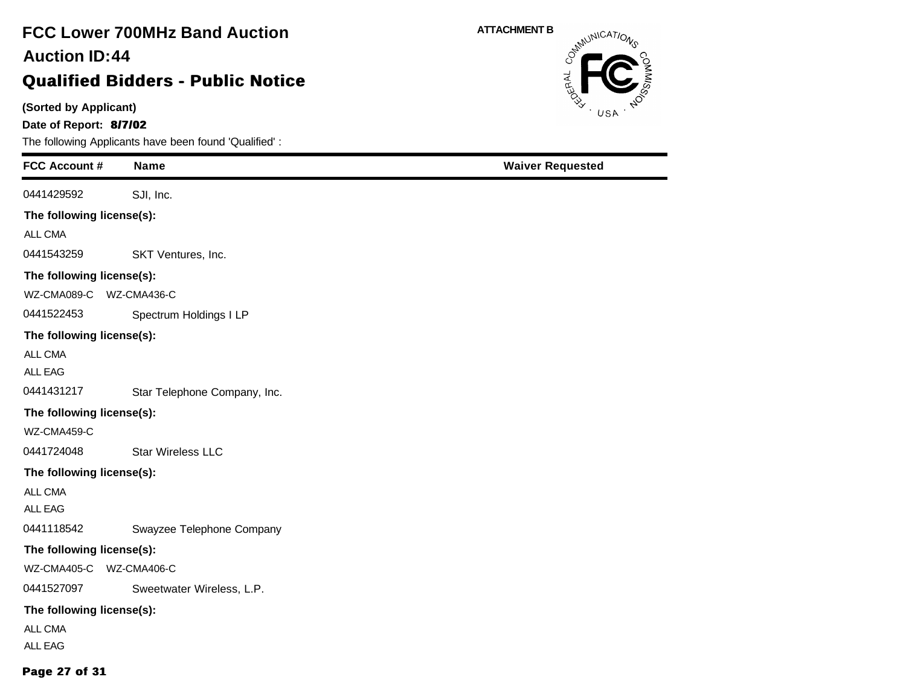# FCC Lower 700MHz Band Auction

## Auction ID:44

## Qualified Bidders - Public Notice

**(Sorted by Applicant)**

**Date of Report: 8/7/02**

The following Applicants have been found 'Qualified' :

ATTACHMENT B

| FCC Account # | Name | Waiver Requested |
|---|---|---|
| 0441429592 | SJI, Inc. | |
| **The following license(s):** | | |
| ALL CMA | | |
| 0441543259 | SKT Ventures, Inc. | |
| **The following license(s):** | | |
| WZ-CMA089-C WZ-CMA436-C | | |
| 0441522453 | Spectrum Holdings I LP | |
| **The following license(s):** | | |
| ALL CMA | | |
| ALL EAG | | |
| 0441431217 | Star Telephone Company, Inc. | |
| **The following license(s):** | | |
| WZ-CMA459-C | | |
| 0441724048 | Star Wireless LLC | |
| **The following license(s):** | | |
| ALL CMA | | |
| ALL EAG | | |
| 0441118542 | Swayzee Telephone Company | |
| **The following license(s):** | | |
| WZ-CMA405-C WZ-CMA406-C | | |
| 0441527097 | Sweetwater Wireless, L.P. | |
| **The following license(s):** | | |
| ALL CMA | | |
| ALL EAG | | |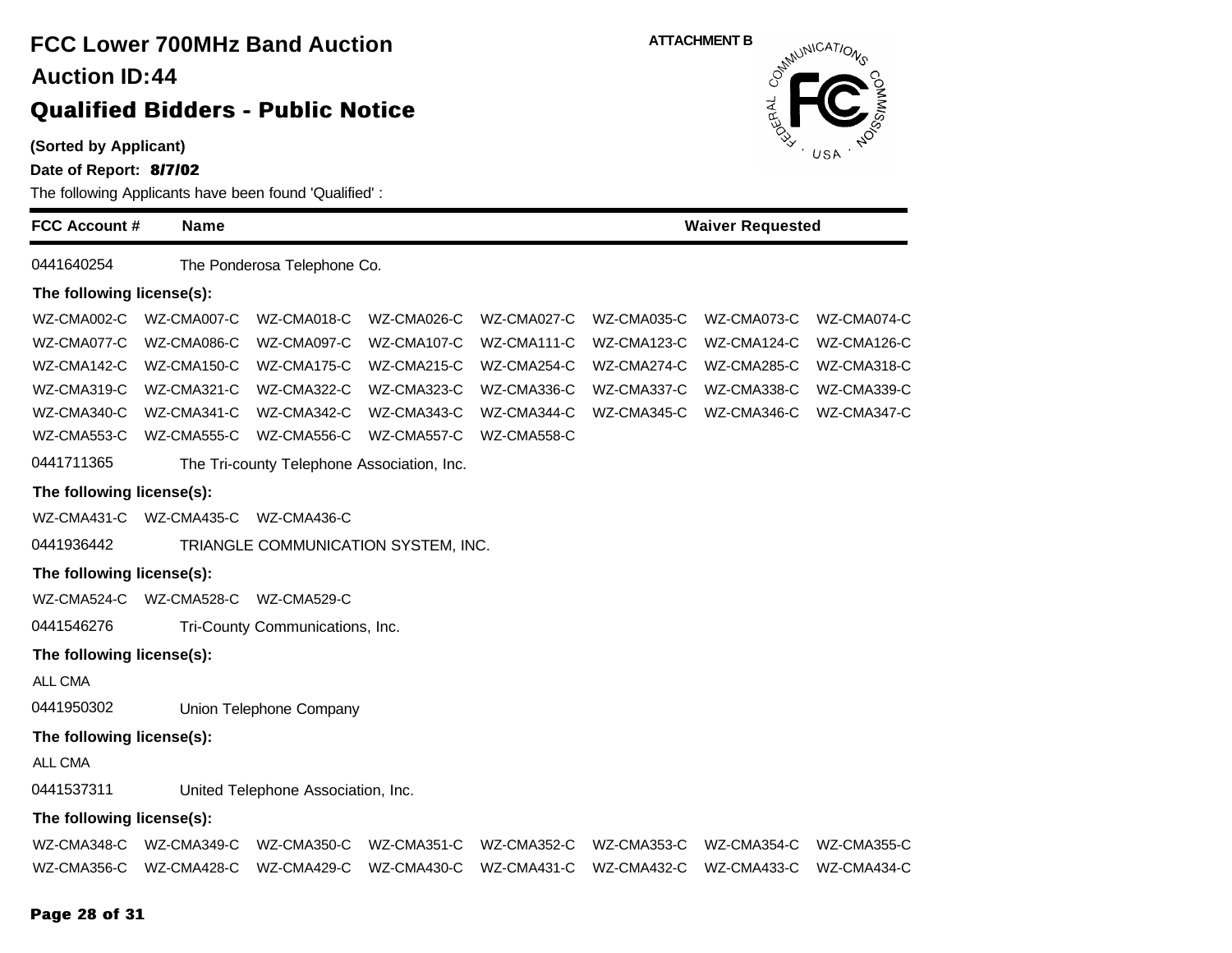# FCC Lower 700MHz Band Auction

## Auction ID:44

## Qualified Bidders - Public Notice

ATTACHMENT B

**(Sorted by Applicant)**

**Date of Report: 8/7/02**

The following Applicants have been found 'Qualified' :

| FCC Account # | Name | Waiver Requested |
|---|---|---|

0441640254 The Ponderosa Telephone Co.

**The following license(s):**

WZ-CMA002-C WZ-CMA007-C WZ-CMA018-C WZ-CMA026-C WZ-CMA027-C WZ-CMA035-C WZ-CMA073-C WZ-CMA074-C
WZ-CMA077-C WZ-CMA086-C WZ-CMA097-C WZ-CMA107-C WZ-CMA111-C WZ-CMA123-C WZ-CMA124-C WZ-CMA126-C
WZ-CMA142-C WZ-CMA150-C WZ-CMA175-C WZ-CMA215-C WZ-CMA254-C WZ-CMA274-C WZ-CMA285-C WZ-CMA318-C
WZ-CMA319-C WZ-CMA321-C WZ-CMA322-C WZ-CMA323-C WZ-CMA336-C WZ-CMA337-C WZ-CMA338-C WZ-CMA339-C
WZ-CMA340-C WZ-CMA341-C WZ-CMA342-C WZ-CMA343-C WZ-CMA344-C WZ-CMA345-C WZ-CMA346-C WZ-CMA347-C
WZ-CMA553-C WZ-CMA555-C WZ-CMA556-C WZ-CMA557-C WZ-CMA558-C

0441711365 The Tri-county Telephone Association, Inc.

**The following license(s):**

WZ-CMA431-C WZ-CMA435-C WZ-CMA436-C

0441936442 TRIANGLE COMMUNICATION SYSTEM, INC.

**The following license(s):**

WZ-CMA524-C WZ-CMA528-C WZ-CMA529-C

0441546276 Tri-County Communications, Inc.

**The following license(s):**

ALL CMA

0441950302 Union Telephone Company

**The following license(s):**

ALL CMA

0441537311 United Telephone Association, Inc.

**The following license(s):**

WZ-CMA348-C WZ-CMA349-C WZ-CMA350-C WZ-CMA351-C WZ-CMA352-C WZ-CMA353-C WZ-CMA354-C WZ-CMA355-C
WZ-CMA356-C WZ-CMA428-C WZ-CMA429-C WZ-CMA430-C WZ-CMA431-C WZ-CMA432-C WZ-CMA433-C WZ-CMA434-C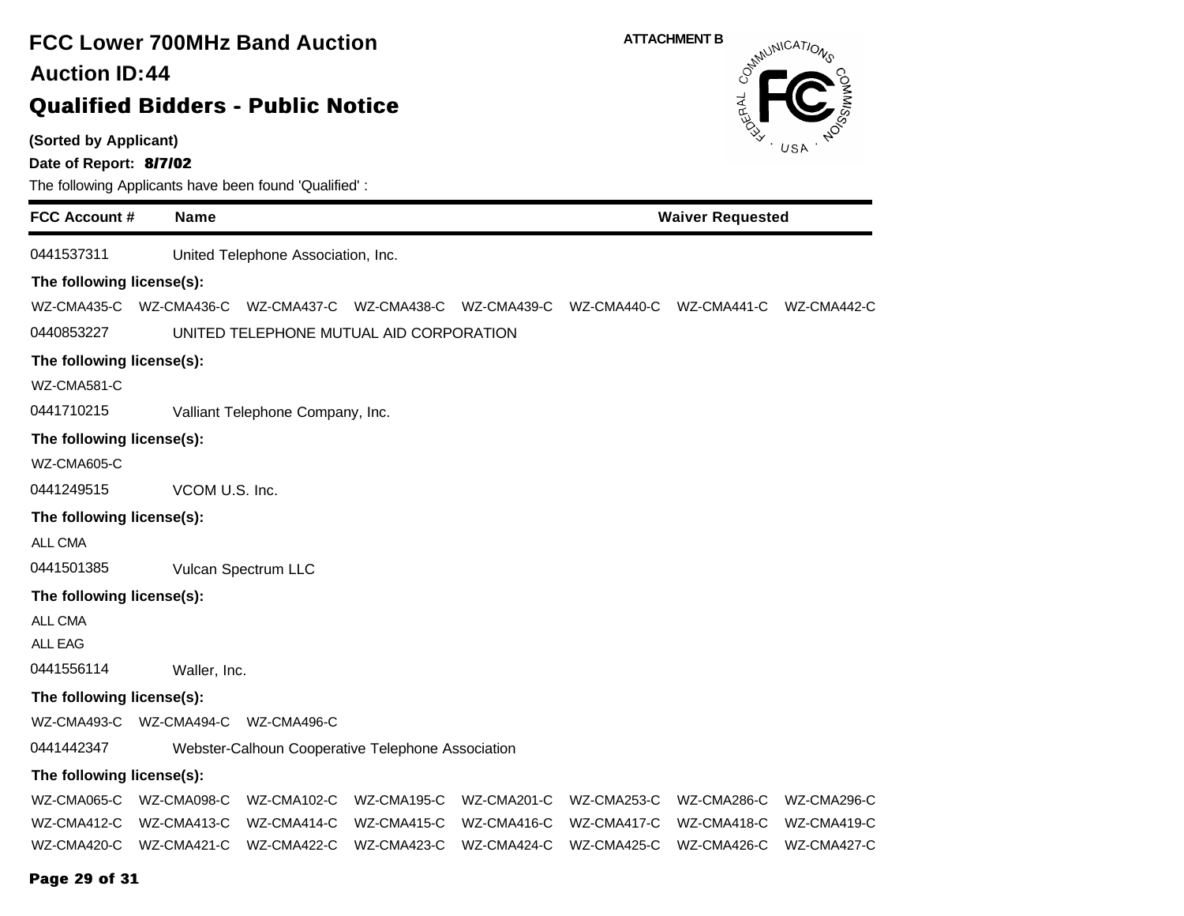# FCC Lower 700MHz Band Auction

## Auction ID:44

## Qualified Bidders - Public Notice

ATTACHMENT B

**(Sorted by Applicant)**

**Date of Report: 8/7/02**

The following Applicants have been found 'Qualified' :

| FCC Account # | Name | Waiver Requested |
|---|---|---|
| 0441537311 | United Telephone Association, Inc. | |

**The following license(s):**

WZ-CMA435-C WZ-CMA436-C WZ-CMA437-C WZ-CMA438-C WZ-CMA439-C WZ-CMA440-C WZ-CMA441-C WZ-CMA442-C

| FCC Account # | Name | Waiver Requested |
|---|---|---|
| 0440853227 | UNITED TELEPHONE MUTUAL AID CORPORATION | |

**The following license(s):**

WZ-CMA581-C

| FCC Account # | Name | Waiver Requested |
|---|---|---|
| 0441710215 | Valliant Telephone Company, Inc. | |

**The following license(s):**

WZ-CMA605-C

| FCC Account # | Name | Waiver Requested |
|---|---|---|
| 0441249515 | VCOM U.S. Inc. | |

**The following license(s):**

ALL CMA

| FCC Account # | Name | Waiver Requested |
|---|---|---|
| 0441501385 | Vulcan Spectrum LLC | |

**The following license(s):**

ALL CMA

ALL EAG

| FCC Account # | Name | Waiver Requested |
|---|---|---|
| 0441556114 | Waller, Inc. | |

**The following license(s):**

WZ-CMA493-C WZ-CMA494-C WZ-CMA496-C

| FCC Account # | Name | Waiver Requested |
|---|---|---|
| 0441442347 | Webster-Calhoun Cooperative Telephone Association | |

**The following license(s):**

WZ-CMA065-C WZ-CMA098-C WZ-CMA102-C WZ-CMA195-C WZ-CMA201-C WZ-CMA253-C WZ-CMA286-C WZ-CMA296-C
WZ-CMA412-C WZ-CMA413-C WZ-CMA414-C WZ-CMA415-C WZ-CMA416-C WZ-CMA417-C WZ-CMA418-C WZ-CMA419-C
WZ-CMA420-C WZ-CMA421-C WZ-CMA422-C WZ-CMA423-C WZ-CMA424-C WZ-CMA425-C WZ-CMA426-C WZ-CMA427-C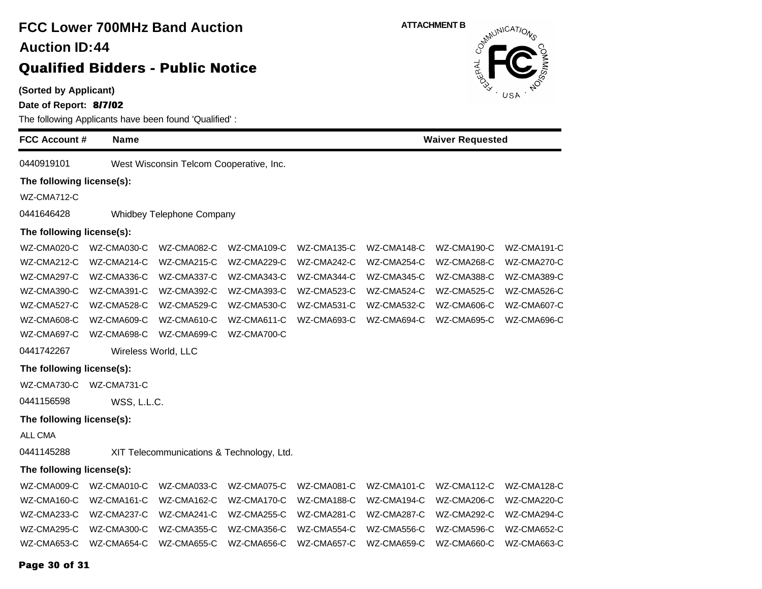# FCC Lower 700MHz Band Auction

## Auction ID:44

## Qualified Bidders - Public Notice

**(Sorted by Applicant)**

**Date of Report: 8/7/02**

ATTACHMENT B

The following Applicants have been found 'Qualified' :

| FCC Account # | Name | Waiver Requested |
|---|---|---|

0440919101 West Wisconsin Telcom Cooperative, Inc.

**The following license(s):**

WZ-CMA712-C

0441646428 Whidbey Telephone Company

**The following license(s):**

WZ-CMA020-C WZ-CMA030-C WZ-CMA082-C WZ-CMA109-C WZ-CMA135-C WZ-CMA148-C WZ-CMA190-C WZ-CMA191-C
WZ-CMA212-C WZ-CMA214-C WZ-CMA215-C WZ-CMA229-C WZ-CMA242-C WZ-CMA254-C WZ-CMA268-C WZ-CMA270-C
WZ-CMA297-C WZ-CMA336-C WZ-CMA337-C WZ-CMA343-C WZ-CMA344-C WZ-CMA345-C WZ-CMA388-C WZ-CMA389-C
WZ-CMA390-C WZ-CMA391-C WZ-CMA392-C WZ-CMA393-C WZ-CMA523-C WZ-CMA524-C WZ-CMA525-C WZ-CMA526-C
WZ-CMA527-C WZ-CMA528-C WZ-CMA529-C WZ-CMA530-C WZ-CMA531-C WZ-CMA532-C WZ-CMA606-C WZ-CMA607-C
WZ-CMA608-C WZ-CMA609-C WZ-CMA610-C WZ-CMA611-C WZ-CMA693-C WZ-CMA694-C WZ-CMA695-C WZ-CMA696-C
WZ-CMA697-C WZ-CMA698-C WZ-CMA699-C WZ-CMA700-C

0441742267 Wireless World, LLC

**The following license(s):**

WZ-CMA730-C WZ-CMA731-C

0441156598 WSS, L.L.C.

**The following license(s):**

ALL CMA

0441145288 XIT Telecommunications & Technology, Ltd.

**The following license(s):**

WZ-CMA009-C WZ-CMA010-C WZ-CMA033-C WZ-CMA075-C WZ-CMA081-C WZ-CMA101-C WZ-CMA112-C WZ-CMA128-C
WZ-CMA160-C WZ-CMA161-C WZ-CMA162-C WZ-CMA170-C WZ-CMA188-C WZ-CMA194-C WZ-CMA206-C WZ-CMA220-C
WZ-CMA233-C WZ-CMA237-C WZ-CMA241-C WZ-CMA255-C WZ-CMA281-C WZ-CMA287-C WZ-CMA292-C WZ-CMA294-C
WZ-CMA295-C WZ-CMA300-C WZ-CMA355-C WZ-CMA356-C WZ-CMA554-C WZ-CMA556-C WZ-CMA596-C WZ-CMA652-C
WZ-CMA653-C WZ-CMA654-C WZ-CMA655-C WZ-CMA656-C WZ-CMA657-C WZ-CMA659-C WZ-CMA660-C WZ-CMA663-C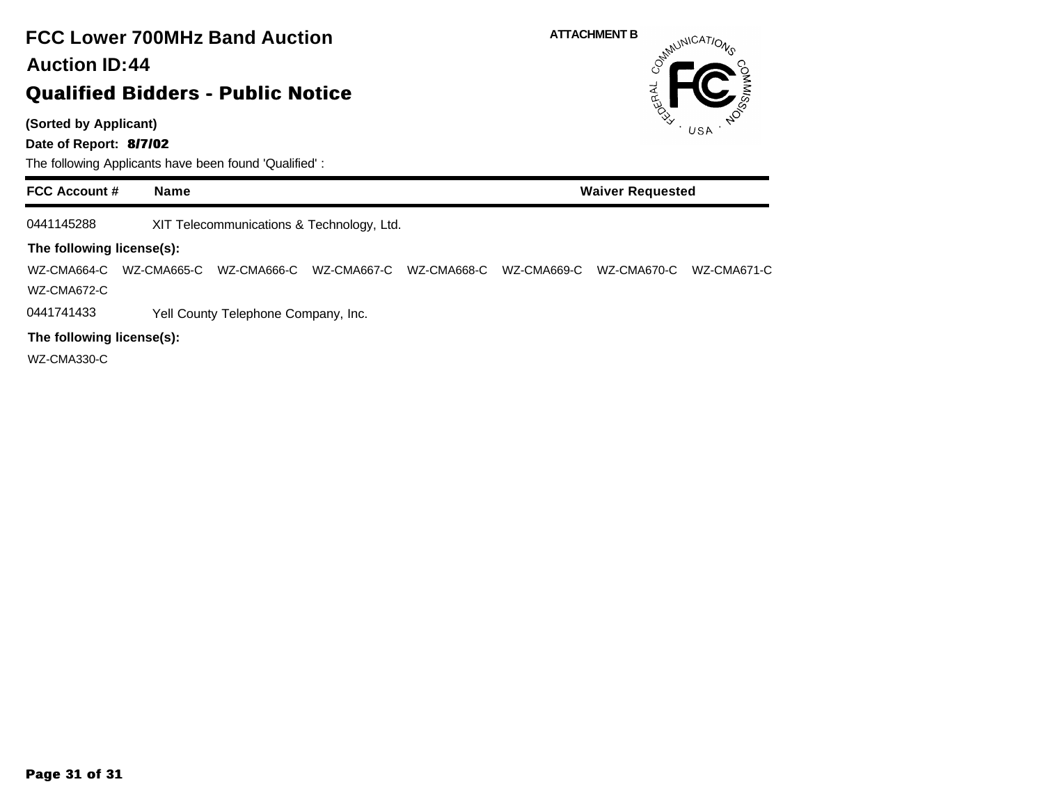# FCC Lower 700MHz Band Auction

## Auction ID:44

## Qualified Bidders - Public Notice

ATTACHMENT B

**(Sorted by Applicant)**

**Date of Report: 8/7/02**

The following Applicants have been found 'Qualified' :

| FCC Account # | Name | Waiver Requested |
|---|---|---|
| 0441145288 | XIT Telecommunications & Technology, Ltd. | |

**The following license(s):**

WZ-CMA664-C WZ-CMA665-C WZ-CMA666-C WZ-CMA667-C WZ-CMA668-C WZ-CMA669-C WZ-CMA670-C WZ-CMA671-C WZ-CMA672-C

| FCC Account # | Name | Waiver Requested |
|---|---|---|
| 0441741433 | Yell County Telephone Company, Inc. | |

**The following license(s):**

WZ-CMA330-C